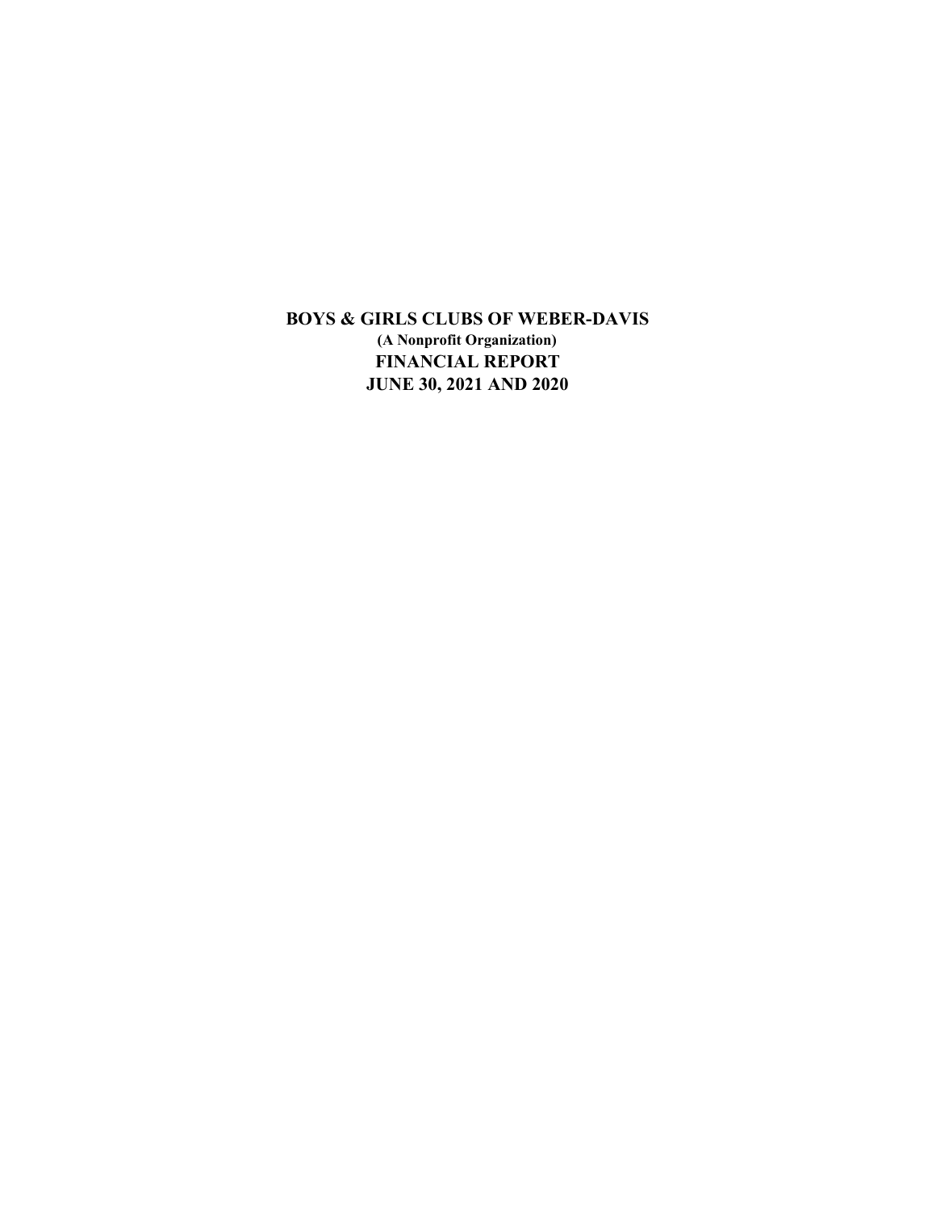# BOYS & GIRLS CLUBS OF WEBER-DAVIS

**(A Nonprofit Organization)**

**FINANCIAL REPORT**

**JUNE 30, 2021 AND 2020**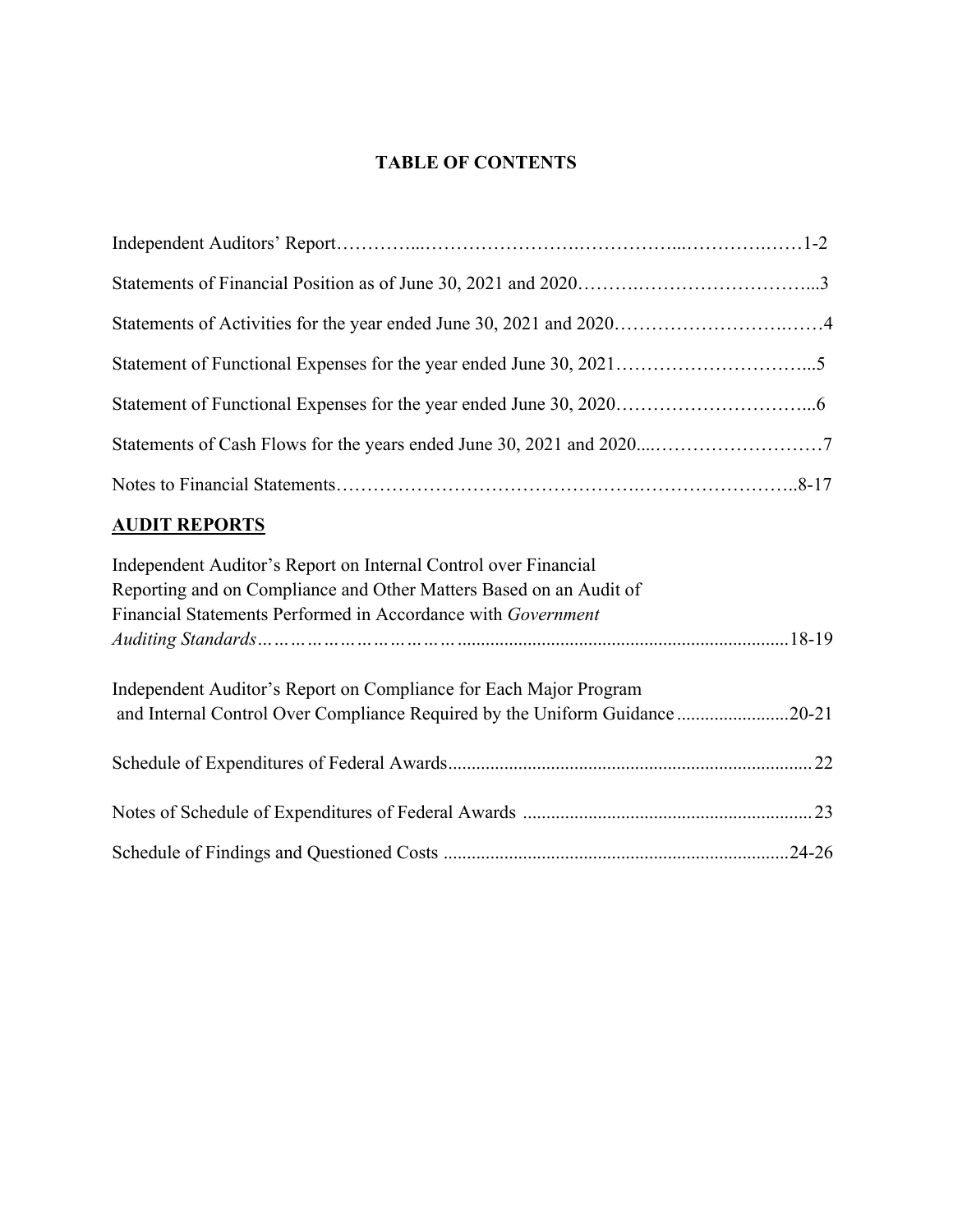# TABLE OF CONTENTS

| | |
|---|---|
| Independent Auditors' Report | 1-2 |
| Statements of Financial Position as of June 30, 2021 and 2020 | 3 |
| Statements of Activities for the year ended June 30, 2021 and 2020 | 4 |
| Statement of Functional Expenses for the year ended June 30, 2021 | 5 |
| Statement of Functional Expenses for the year ended June 30, 2020 | 6 |
| Statements of Cash Flows for the years ended June 30, 2021 and 2020 | 7 |
| Notes to Financial Statements | 8-17 |

## AUDIT REPORTS

| | |
|---|---|
| Independent Auditor's Report on Internal Control over Financial Reporting and on Compliance and Other Matters Based on an Audit of Financial Statements Performed in Accordance with *Government Auditing Standards* | 18-19 |
| Independent Auditor's Report on Compliance for Each Major Program and Internal Control Over Compliance Required by the Uniform Guidance | 20-21 |
| Schedule of Expenditures of Federal Awards | 22 |
| Notes of Schedule of Expenditures of Federal Awards | 23 |
| Schedule of Findings and Questioned Costs | 24-26 |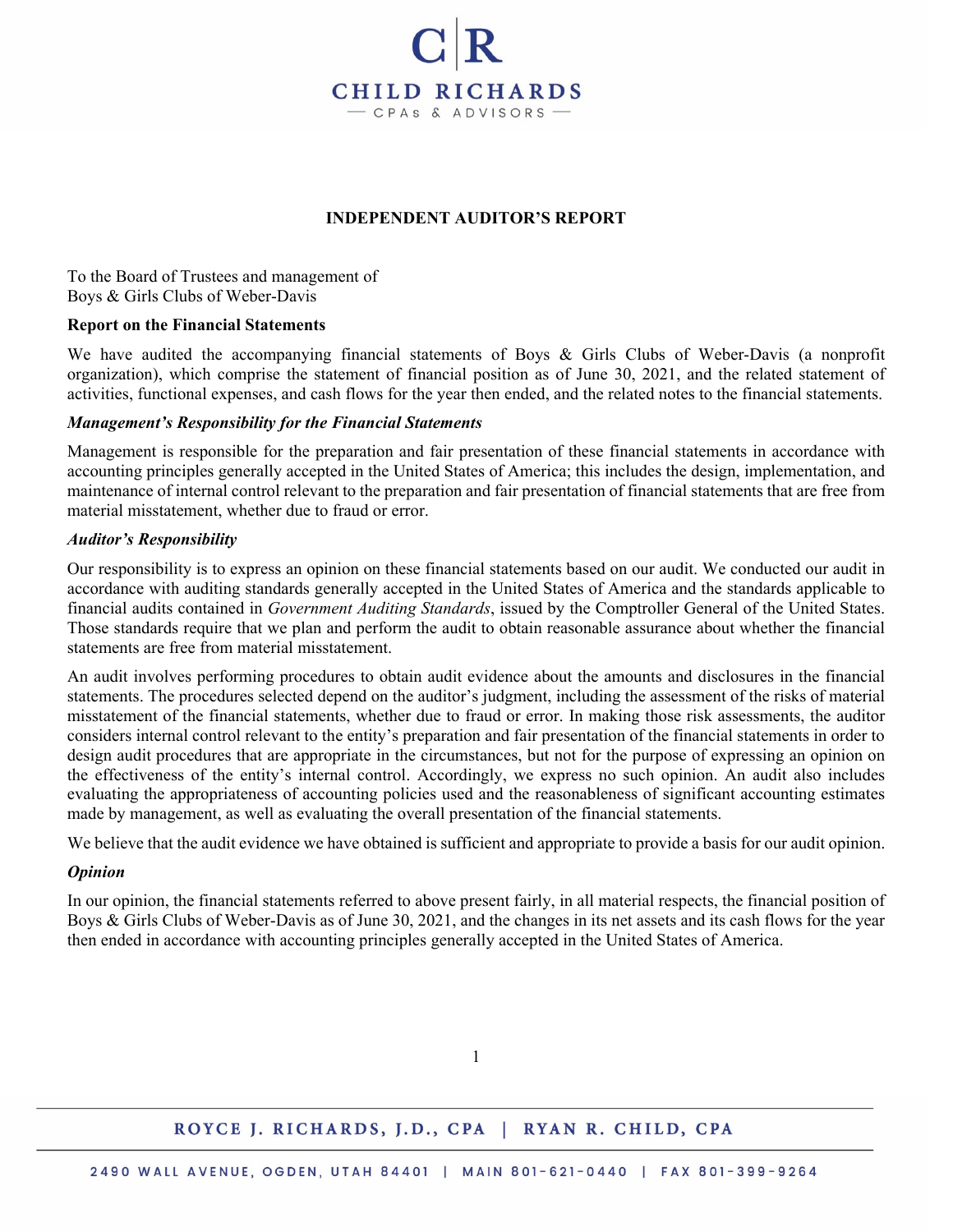# INDEPENDENT AUDITOR'S REPORT

To the Board of Trustees and management of
Boys & Girls Clubs of Weber-Davis

**Report on the Financial Statements**

We have audited the accompanying financial statements of Boys & Girls Clubs of Weber-Davis (a nonprofit organization), which comprise the statement of financial position as of June 30, 2021, and the related statement of activities, functional expenses, and cash flows for the year then ended, and the related notes to the financial statements.

***Management's Responsibility for the Financial Statements***

Management is responsible for the preparation and fair presentation of these financial statements in accordance with accounting principles generally accepted in the United States of America; this includes the design, implementation, and maintenance of internal control relevant to the preparation and fair presentation of financial statements that are free from material misstatement, whether due to fraud or error.

***Auditor's Responsibility***

Our responsibility is to express an opinion on these financial statements based on our audit. We conducted our audit in accordance with auditing standards generally accepted in the United States of America and the standards applicable to financial audits contained in *Government Auditing Standards*, issued by the Comptroller General of the United States. Those standards require that we plan and perform the audit to obtain reasonable assurance about whether the financial statements are free from material misstatement.

An audit involves performing procedures to obtain audit evidence about the amounts and disclosures in the financial statements. The procedures selected depend on the auditor's judgment, including the assessment of the risks of material misstatement of the financial statements, whether due to fraud or error. In making those risk assessments, the auditor considers internal control relevant to the entity's preparation and fair presentation of the financial statements in order to design audit procedures that are appropriate in the circumstances, but not for the purpose of expressing an opinion on the effectiveness of the entity's internal control. Accordingly, we express no such opinion. An audit also includes evaluating the appropriateness of accounting policies used and the reasonableness of significant accounting estimates made by management, as well as evaluating the overall presentation of the financial statements.

We believe that the audit evidence we have obtained is sufficient and appropriate to provide a basis for our audit opinion.

***Opinion***

In our opinion, the financial statements referred to above present fairly, in all material respects, the financial position of Boys & Girls Clubs of Weber-Davis as of June 30, 2021, and the changes in its net assets and its cash flows for the year then ended in accordance with accounting principles generally accepted in the United States of America.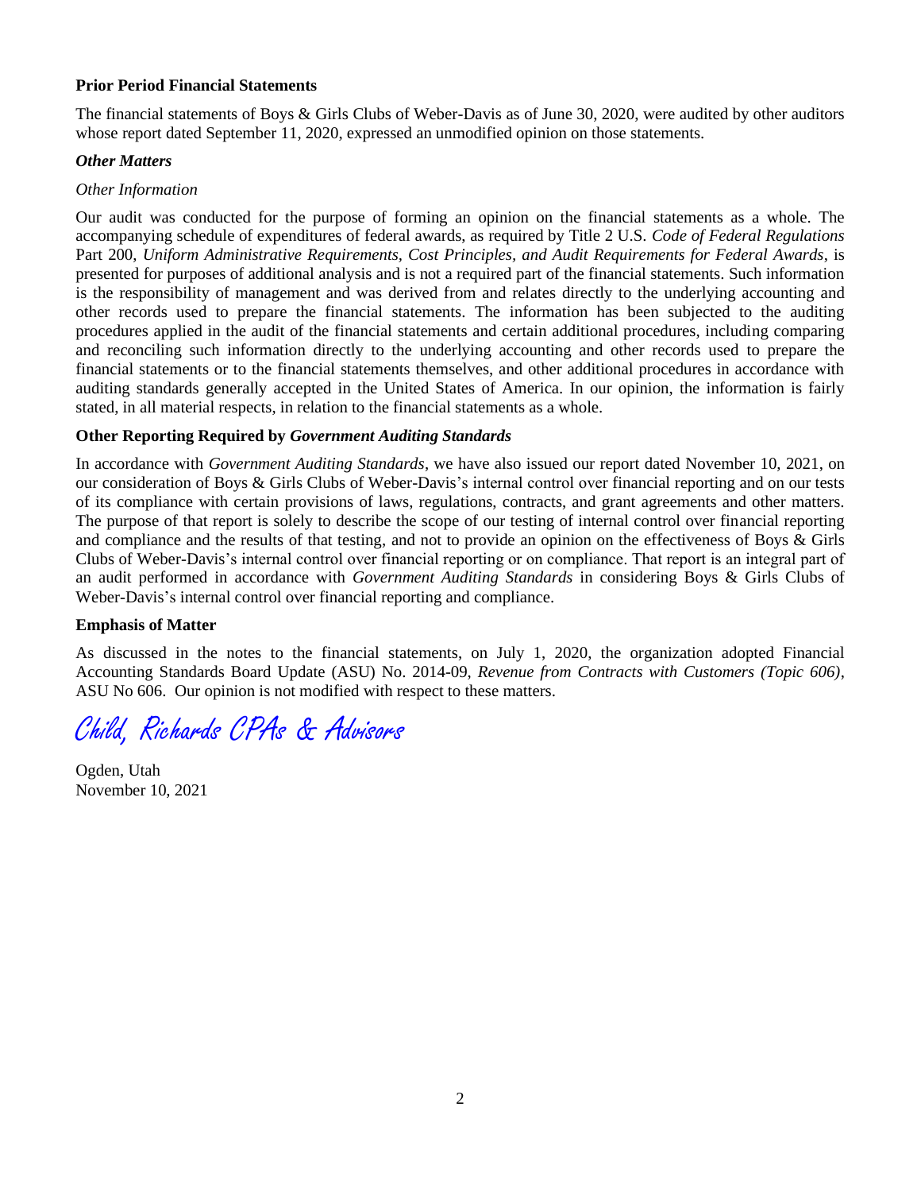**Prior Period Financial Statements**

The financial statements of Boys & Girls Clubs of Weber-Davis as of June 30, 2020, were audited by other auditors whose report dated September 11, 2020, expressed an unmodified opinion on those statements.

***Other Matters***

*Other Information*

Our audit was conducted for the purpose of forming an opinion on the financial statements as a whole. The accompanying schedule of expenditures of federal awards, as required by Title 2 U.S. *Code of Federal Regulations* Part 200, *Uniform Administrative Requirements, Cost Principles, and Audit Requirements for Federal Awards*, is presented for purposes of additional analysis and is not a required part of the financial statements. Such information is the responsibility of management and was derived from and relates directly to the underlying accounting and other records used to prepare the financial statements. The information has been subjected to the auditing procedures applied in the audit of the financial statements and certain additional procedures, including comparing and reconciling such information directly to the underlying accounting and other records used to prepare the financial statements or to the financial statements themselves, and other additional procedures in accordance with auditing standards generally accepted in the United States of America. In our opinion, the information is fairly stated, in all material respects, in relation to the financial statements as a whole.

**Other Reporting Required by *Government Auditing Standards***

In accordance with *Government Auditing Standards*, we have also issued our report dated November 10, 2021, on our consideration of Boys & Girls Clubs of Weber-Davis's internal control over financial reporting and on our tests of its compliance with certain provisions of laws, regulations, contracts, and grant agreements and other matters. The purpose of that report is solely to describe the scope of our testing of internal control over financial reporting and compliance and the results of that testing, and not to provide an opinion on the effectiveness of Boys & Girls Clubs of Weber-Davis's internal control over financial reporting or on compliance. That report is an integral part of an audit performed in accordance with *Government Auditing Standards* in considering Boys & Girls Clubs of Weber-Davis's internal control over financial reporting and compliance.

**Emphasis of Matter**

As discussed in the notes to the financial statements, on July 1, 2020, the organization adopted Financial Accounting Standards Board Update (ASU) No. 2014-09, *Revenue from Contracts with Customers (Topic 606)*, ASU No 606. Our opinion is not modified with respect to these matters.

*Child, Richards CPAs & Advisors*

Ogden, Utah
November 10, 2021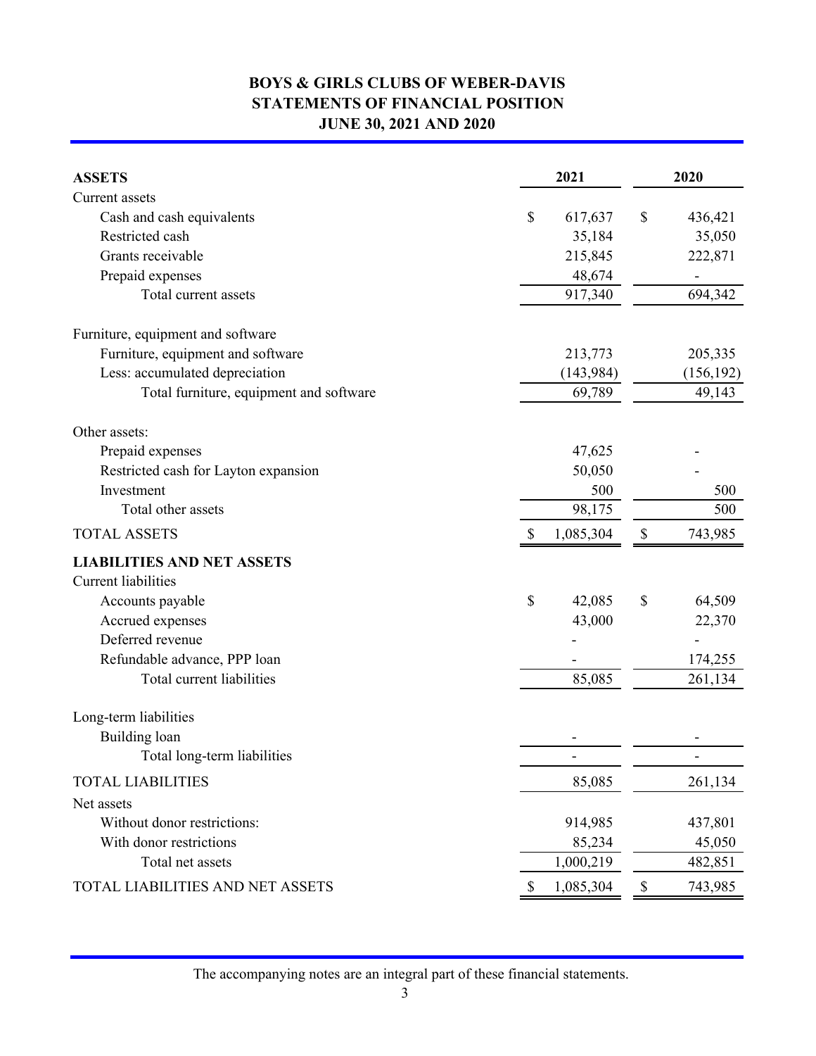# BOYS & GIRLS CLUBS OF WEBER-DAVIS
## STATEMENTS OF FINANCIAL POSITION
## JUNE 30, 2021 AND 2020

| ASSETS | 2021 | 2020 |
|---|---|---|
| Current assets | | |
| Cash and cash equivalents | $ 617,637 | $ 436,421 |
| Restricted cash | 35,184 | 35,050 |
| Grants receivable | 215,845 | 222,871 |
| Prepaid expenses | 48,674 | - |
| Total current assets | 917,340 | 694,342 |
| Furniture, equipment and software | | |
| Furniture, equipment and software | 213,773 | 205,335 |
| Less: accumulated depreciation | (143,984) | (156,192) |
| Total furniture, equipment and software | 69,789 | 49,143 |
| Other assets: | | |
| Prepaid expenses | 47,625 | - |
| Restricted cash for Layton expansion | 50,050 | - |
| Investment | 500 | 500 |
| Total other assets | 98,175 | 500 |
| TOTAL ASSETS | $ 1,085,304 | $ 743,985 |
| **LIABILITIES AND NET ASSETS** | | |
| Current liabilities | | |
| Accounts payable | $ 42,085 | $ 64,509 |
| Accrued expenses | 43,000 | 22,370 |
| Deferred revenue | - | - |
| Refundable advance, PPP loan | - | 174,255 |
| Total current liabilities | 85,085 | 261,134 |
| Long-term liabilities | | |
| Building loan | - | - |
| Total long-term liabilities | - | - |
| TOTAL LIABILITIES | 85,085 | 261,134 |
| Net assets | | |
| Without donor restrictions: | 914,985 | 437,801 |
| With donor restrictions | 85,234 | 45,050 |
| Total net assets | 1,000,219 | 482,851 |
| TOTAL LIABILITIES AND NET ASSETS | $ 1,085,304 | $ 743,985 |

The accompanying notes are an integral part of these financial statements.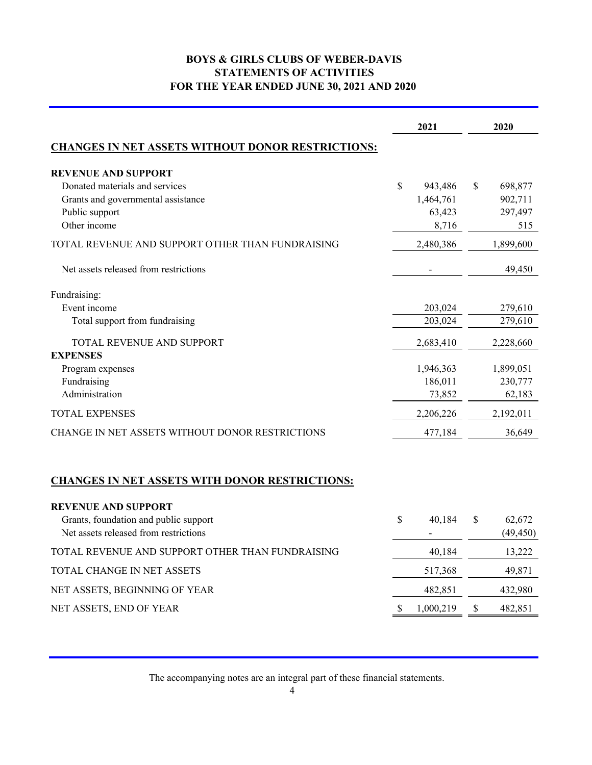# BOYS & GIRLS CLUBS OF WEBER-DAVIS
# STATEMENTS OF ACTIVITIES
# FOR THE YEAR ENDED JUNE 30, 2021 AND 2020

| | 2021 | 2020 |
|---|---|---|
| **CHANGES IN NET ASSETS WITHOUT DONOR RESTRICTIONS:** | | |
| **REVENUE AND SUPPORT** | | |
| Donated materials and services | $ 943,486 | $ 698,877 |
| Grants and governmental assistance | 1,464,761 | 902,711 |
| Public support | 63,423 | 297,497 |
| Other income | 8,716 | 515 |
| TOTAL REVENUE AND SUPPORT OTHER THAN FUNDRAISING | 2,480,386 | 1,899,600 |
| Net assets released from restrictions | - | 49,450 |
| Fundraising: | | |
| Event income | 203,024 | 279,610 |
| Total support from fundraising | 203,024 | 279,610 |
| TOTAL REVENUE AND SUPPORT | 2,683,410 | 2,228,660 |
| **EXPENSES** | | |
| Program expenses | 1,946,363 | 1,899,051 |
| Fundraising | 186,011 | 230,777 |
| Administration | 73,852 | 62,183 |
| TOTAL EXPENSES | 2,206,226 | 2,192,011 |
| CHANGE IN NET ASSETS WITHOUT DONOR RESTRICTIONS | 477,184 | 36,649 |
| **CHANGES IN NET ASSETS WITH DONOR RESTRICTIONS:** | | |
| **REVENUE AND SUPPORT** | | |
| Grants, foundation and public support | $ 40,184 | $ 62,672 |
| Net assets released from restrictions | - | (49,450) |
| TOTAL REVENUE AND SUPPORT OTHER THAN FUNDRAISING | 40,184 | 13,222 |
| TOTAL CHANGE IN NET ASSETS | 517,368 | 49,871 |
| NET ASSETS, BEGINNING OF YEAR | 482,851 | 432,980 |
| NET ASSETS, END OF YEAR | $ 1,000,219 | $ 482,851 |

The accompanying notes are an integral part of these financial statements.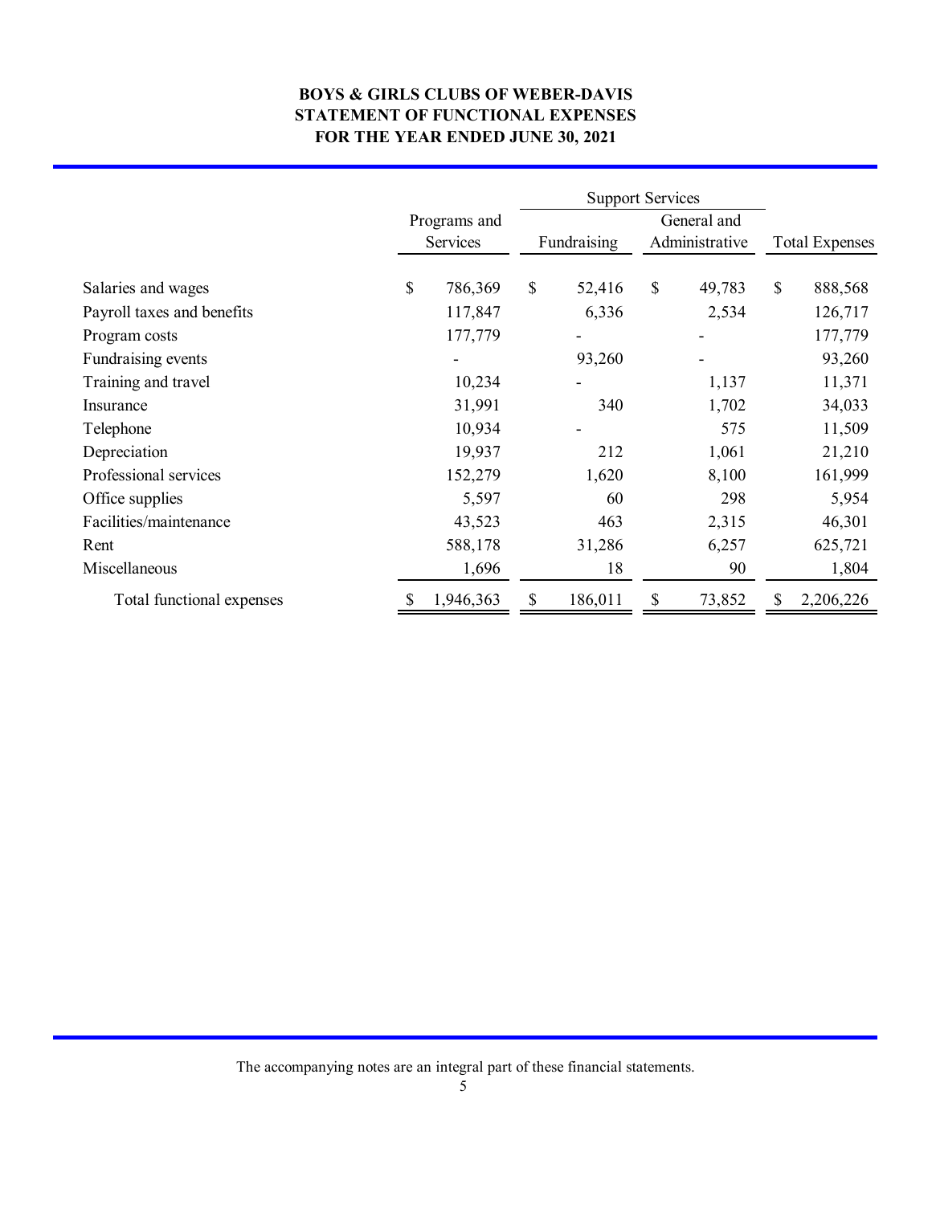# BOYS & GIRLS CLUBS OF WEBER-DAVIS
## STATEMENT OF FUNCTIONAL EXPENSES
### FOR THE YEAR ENDED JUNE 30, 2021

| | Programs and Services | Support Services | | Total Expenses |
|---|---|---|---|---|
| | | Fundraising | General and Administrative | |
| Salaries and wages | $ 786,369 | $ 52,416 | $ 49,783 | $ 888,568 |
| Payroll taxes and benefits | 117,847 | 6,336 | 2,534 | 126,717 |
| Program costs | 177,779 | - | - | 177,779 |
| Fundraising events | - | 93,260 | - | 93,260 |
| Training and travel | 10,234 | - | 1,137 | 11,371 |
| Insurance | 31,991 | 340 | 1,702 | 34,033 |
| Telephone | 10,934 | - | 575 | 11,509 |
| Depreciation | 19,937 | 212 | 1,061 | 21,210 |
| Professional services | 152,279 | 1,620 | 8,100 | 161,999 |
| Office supplies | 5,597 | 60 | 298 | 5,954 |
| Facilities/maintenance | 43,523 | 463 | 2,315 | 46,301 |
| Rent | 588,178 | 31,286 | 6,257 | 625,721 |
| Miscellaneous | 1,696 | 18 | 90 | 1,804 |
| Total functional expenses | $ 1,946,363 | $ 186,011 | $ 73,852 | $ 2,206,226 |

The accompanying notes are an integral part of these financial statements.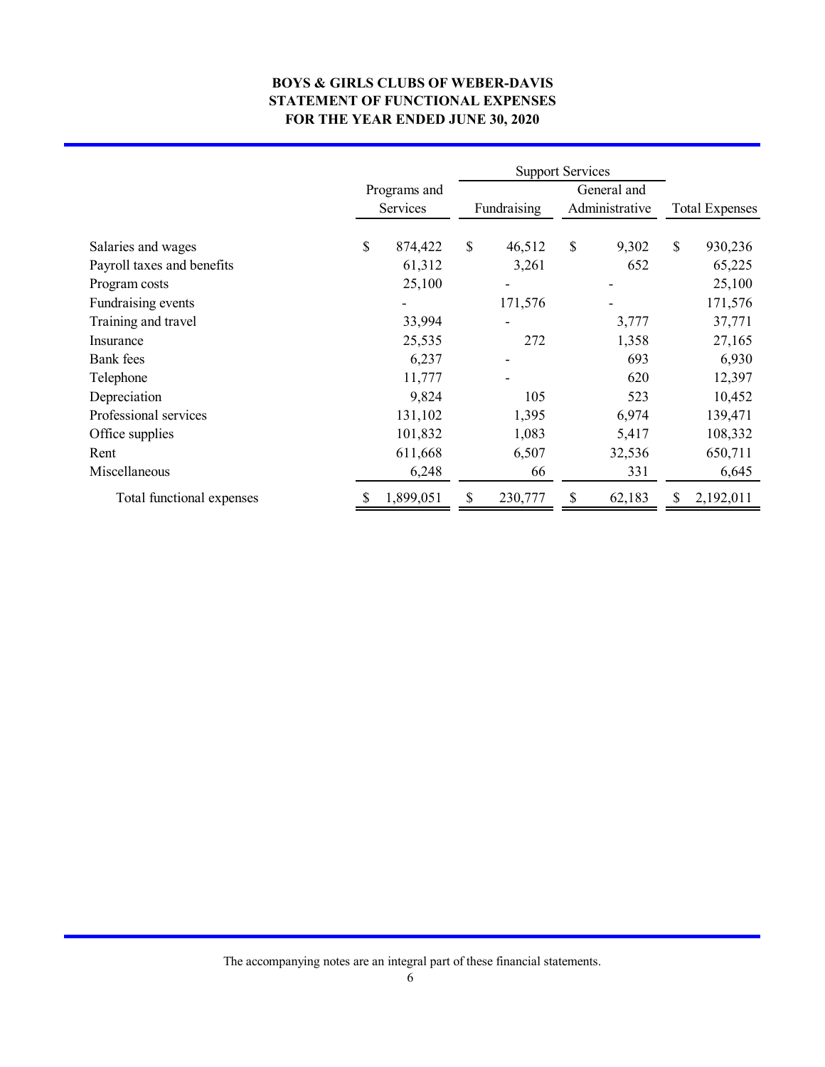# BOYS & GIRLS CLUBS OF WEBER-DAVIS
## STATEMENT OF FUNCTIONAL EXPENSES
### FOR THE YEAR ENDED JUNE 30, 2020

| | | Support Services | | |
|---|---|---|---|---|
| | Programs and Services | Fundraising | General and Administrative | Total Expenses |
| Salaries and wages | $ 874,422 | $ 46,512 | $ 9,302 | $ 930,236 |
| Payroll taxes and benefits | 61,312 | 3,261 | 652 | 65,225 |
| Program costs | 25,100 | - | - | 25,100 |
| Fundraising events | - | 171,576 | - | 171,576 |
| Training and travel | 33,994 | - | 3,777 | 37,771 |
| Insurance | 25,535 | 272 | 1,358 | 27,165 |
| Bank fees | 6,237 | - | 693 | 6,930 |
| Telephone | 11,777 | - | 620 | 12,397 |
| Depreciation | 9,824 | 105 | 523 | 10,452 |
| Professional services | 131,102 | 1,395 | 6,974 | 139,471 |
| Office supplies | 101,832 | 1,083 | 5,417 | 108,332 |
| Rent | 611,668 | 6,507 | 32,536 | 650,711 |
| Miscellaneous | 6,248 | 66 | 331 | 6,645 |
| Total functional expenses | $ 1,899,051 | $ 230,777 | $ 62,183 | $ 2,192,011 |

The accompanying notes are an integral part of these financial statements.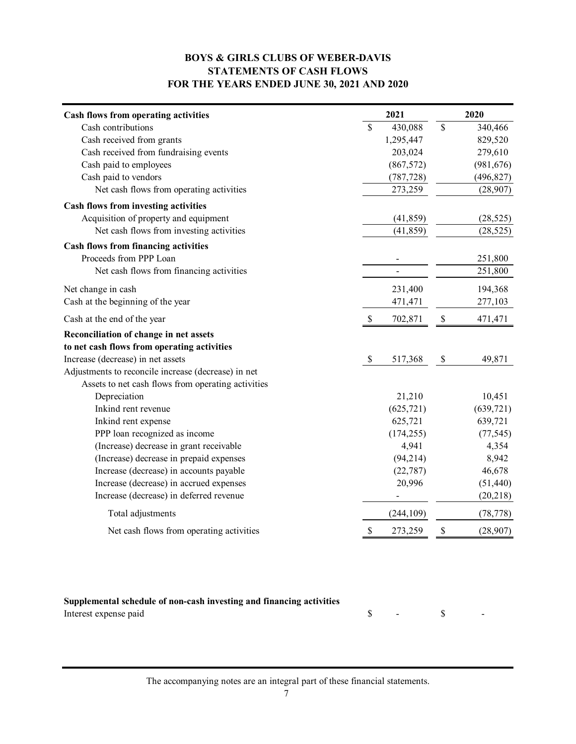# BOYS & GIRLS CLUBS OF WEBER-DAVIS
## STATEMENTS OF CASH FLOWS
### FOR THE YEARS ENDED JUNE 30, 2021 AND 2020

| | 2021 | 2020 |
|---|---|---|
| **Cash flows from operating activities** | | |
| Cash contributions | $ 430,088 | $ 340,466 |
| Cash received from grants | 1,295,447 | 829,520 |
| Cash received from fundraising events | 203,024 | 279,610 |
| Cash paid to employees | (867,572) | (981,676) |
| Cash paid to vendors | (787,728) | (496,827) |
| Net cash flows from operating activities | 273,259 | (28,907) |
| **Cash flows from investing activities** | | |
| Acquisition of property and equipment | (41,859) | (28,525) |
| Net cash flows from investing activities | (41,859) | (28,525) |
| **Cash flows from financing activities** | | |
| Proceeds from PPP Loan | - | 251,800 |
| Net cash flows from financing activities | - | 251,800 |
| Net change in cash | 231,400 | 194,368 |
| Cash at the beginning of the year | 471,471 | 277,103 |
| Cash at the end of the year | $ 702,871 | $ 471,471 |
| **Reconciliation of change in net assets to net cash flows from operating activities** | | |
| Increase (decrease) in net assets | $ 517,368 | $ 49,871 |
| Adjustments to reconcile increase (decrease) in net Assets to net cash flows from operating activities | | |
| Depreciation | 21,210 | 10,451 |
| Inkind rent revenue | (625,721) | (639,721) |
| Inkind rent expense | 625,721 | 639,721 |
| PPP loan recognized as income | (174,255) | (77,545) |
| (Increase) decrease in grant receivable | 4,941 | 4,354 |
| (Increase) decrease in prepaid expenses | (94,214) | 8,942 |
| Increase (decrease) in accounts payable | (22,787) | 46,678 |
| Increase (decrease) in accrued expenses | 20,996 | (51,440) |
| Increase (decrease) in deferred revenue | - | (20,218) |
| Total adjustments | (244,109) | (78,778) |
| Net cash flows from operating activities | $ 273,259 | $ (28,907) |

| **Supplemental schedule of non-cash investing and financing activities** | | |
|---|---|---|
| Interest expense paid | $ - | $ - |

The accompanying notes are an integral part of these financial statements.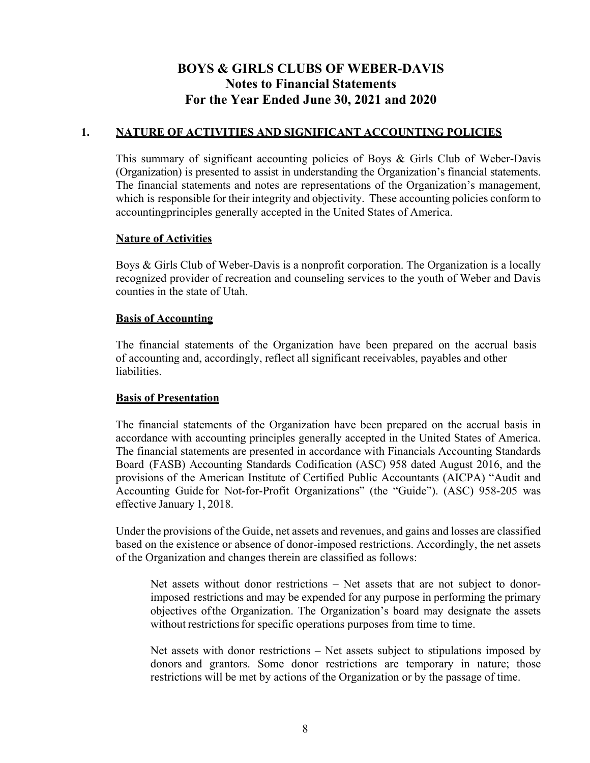# BOYS & GIRLS CLUBS OF WEBER-DAVIS
## Notes to Financial Statements
## For the Year Ended June 30, 2021 and 2020

### 1. NATURE OF ACTIVITIES AND SIGNIFICANT ACCOUNTING POLICIES

This summary of significant accounting policies of Boys & Girls Club of Weber-Davis (Organization) is presented to assist in understanding the Organization's financial statements. The financial statements and notes are representations of the Organization's management, which is responsible for their integrity and objectivity. These accounting policies conform to accountingprinciples generally accepted in the United States of America.

**Nature of Activities**

Boys & Girls Club of Weber-Davis is a nonprofit corporation. The Organization is a locally recognized provider of recreation and counseling services to the youth of Weber and Davis counties in the state of Utah.

**Basis of Accounting**

The financial statements of the Organization have been prepared on the accrual basis of accounting and, accordingly, reflect all significant receivables, payables and other liabilities.

**Basis of Presentation**

The financial statements of the Organization have been prepared on the accrual basis in accordance with accounting principles generally accepted in the United States of America. The financial statements are presented in accordance with Financials Accounting Standards Board (FASB) Accounting Standards Codification (ASC) 958 dated August 2016, and the provisions of the American Institute of Certified Public Accountants (AICPA) "Audit and Accounting Guide for Not-for-Profit Organizations" (the "Guide"). (ASC) 958-205 was effective January 1, 2018.

Under the provisions of the Guide, net assets and revenues, and gains and losses are classified based on the existence or absence of donor-imposed restrictions. Accordingly, the net assets of the Organization and changes therein are classified as follows:

> Net assets without donor restrictions – Net assets that are not subject to donor-imposed restrictions and may be expended for any purpose in performing the primary objectives ofthe Organization. The Organization's board may designate the assets without restrictions for specific operations purposes from time to time.
>
> Net assets with donor restrictions – Net assets subject to stipulations imposed by donors and grantors. Some donor restrictions are temporary in nature; those restrictions will be met by actions of the Organization or by the passage of time.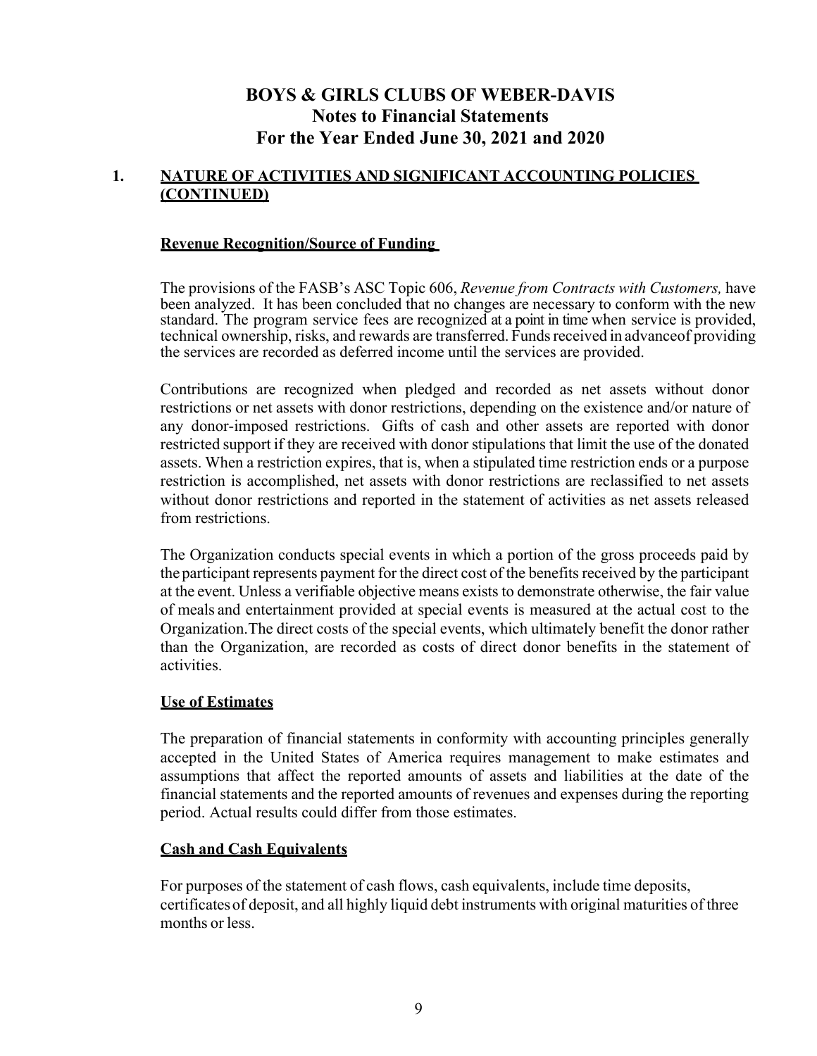# BOYS & GIRLS CLUBS OF WEBER-DAVIS
## Notes to Financial Statements
## For the Year Ended June 30, 2021 and 2020

### 1. NATURE OF ACTIVITIES AND SIGNIFICANT ACCOUNTING POLICIES (CONTINUED)

**Revenue Recognition/Source of Funding**

The provisions of the FASB's ASC Topic 606, *Revenue from Contracts with Customers,* have been analyzed. It has been concluded that no changes are necessary to conform with the new standard. The program service fees are recognized at a point in time when service is provided, technical ownership, risks, and rewards are transferred. Funds received in advanceof providing the services are recorded as deferred income until the services are provided.

Contributions are recognized when pledged and recorded as net assets without donor restrictions or net assets with donor restrictions, depending on the existence and/or nature of any donor-imposed restrictions. Gifts of cash and other assets are reported with donor restricted support if they are received with donor stipulations that limit the use of the donated assets. When a restriction expires, that is, when a stipulated time restriction ends or a purpose restriction is accomplished, net assets with donor restrictions are reclassified to net assets without donor restrictions and reported in the statement of activities as net assets released from restrictions.

The Organization conducts special events in which a portion of the gross proceeds paid by the participant represents payment for the direct cost of the benefits received by the participant at the event. Unless a verifiable objective means exists to demonstrate otherwise, the fair value of meals and entertainment provided at special events is measured at the actual cost to the Organization.The direct costs of the special events, which ultimately benefit the donor rather than the Organization, are recorded as costs of direct donor benefits in the statement of activities.

**Use of Estimates**

The preparation of financial statements in conformity with accounting principles generally accepted in the United States of America requires management to make estimates and assumptions that affect the reported amounts of assets and liabilities at the date of the financial statements and the reported amounts of revenues and expenses during the reporting period. Actual results could differ from those estimates.

**Cash and Cash Equivalents**

For purposes of the statement of cash flows, cash equivalents, include time deposits, certificates of deposit, and all highly liquid debt instruments with original maturities of three months or less.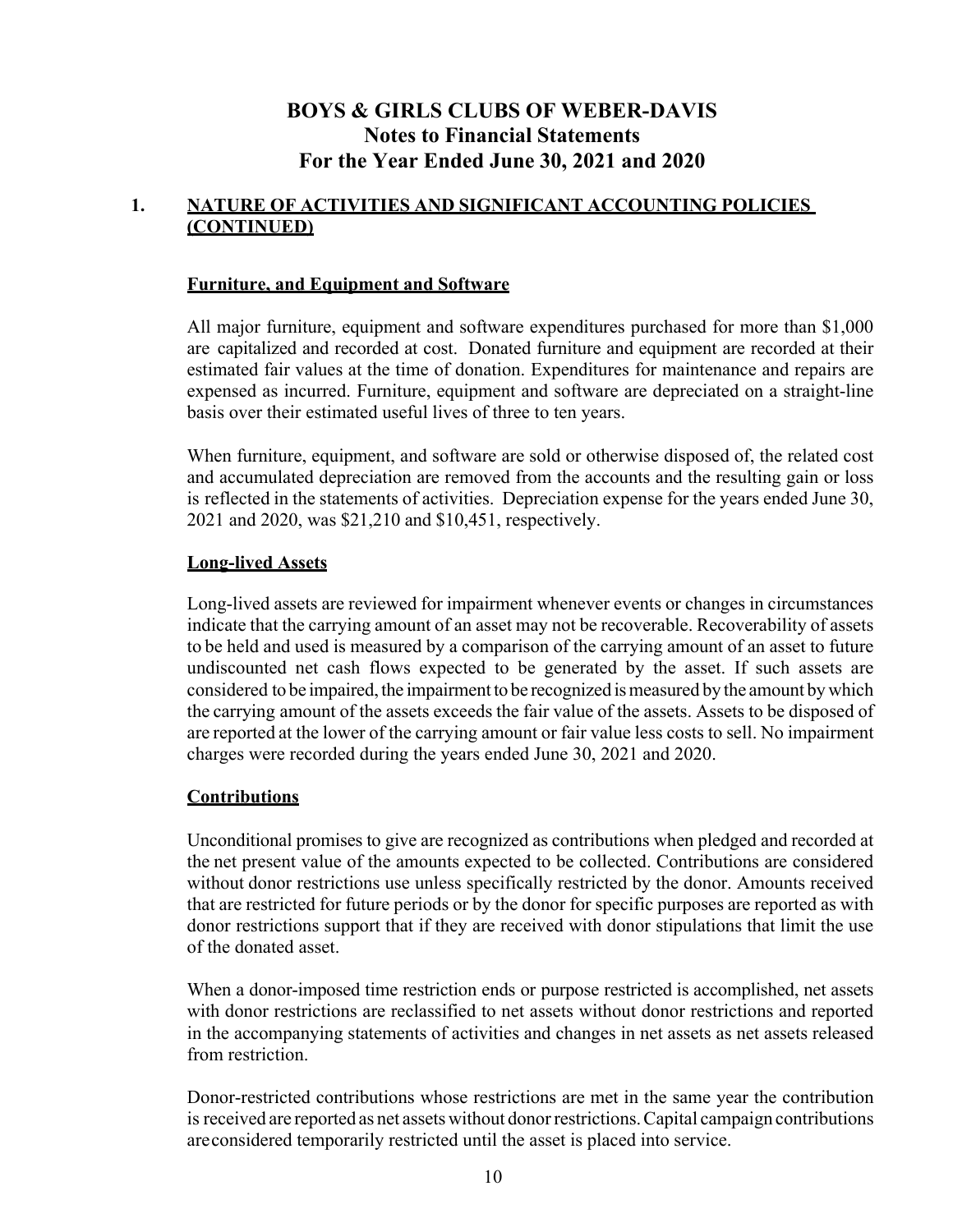# BOYS & GIRLS CLUBS OF WEBER-DAVIS
# Notes to Financial Statements
# For the Year Ended June 30, 2021 and 2020

## 1. NATURE OF ACTIVITIES AND SIGNIFICANT ACCOUNTING POLICIES (CONTINUED)

### Furniture, and Equipment and Software

All major furniture, equipment and software expenditures purchased for more than $1,000 are capitalized and recorded at cost. Donated furniture and equipment are recorded at their estimated fair values at the time of donation. Expenditures for maintenance and repairs are expensed as incurred. Furniture, equipment and software are depreciated on a straight-line basis over their estimated useful lives of three to ten years.

When furniture, equipment, and software are sold or otherwise disposed of, the related cost and accumulated depreciation are removed from the accounts and the resulting gain or loss is reflected in the statements of activities. Depreciation expense for the years ended June 30, 2021 and 2020, was $21,210 and $10,451, respectively.

### Long-lived Assets

Long-lived assets are reviewed for impairment whenever events or changes in circumstances indicate that the carrying amount of an asset may not be recoverable. Recoverability of assets to be held and used is measured by a comparison of the carrying amount of an asset to future undiscounted net cash flows expected to be generated by the asset. If such assets are considered to be impaired, the impairment to be recognized is measured by the amount by which the carrying amount of the assets exceeds the fair value of the assets. Assets to be disposed of are reported at the lower of the carrying amount or fair value less costs to sell. No impairment charges were recorded during the years ended June 30, 2021 and 2020.

### Contributions

Unconditional promises to give are recognized as contributions when pledged and recorded at the net present value of the amounts expected to be collected. Contributions are considered without donor restrictions use unless specifically restricted by the donor. Amounts received that are restricted for future periods or by the donor for specific purposes are reported as with donor restrictions support that if they are received with donor stipulations that limit the use of the donated asset.

When a donor-imposed time restriction ends or purpose restricted is accomplished, net assets with donor restrictions are reclassified to net assets without donor restrictions and reported in the accompanying statements of activities and changes in net assets as net assets released from restriction.

Donor-restricted contributions whose restrictions are met in the same year the contribution is received are reported as net assets without donor restrictions. Capital campaign contributions areconsidered temporarily restricted until the asset is placed into service.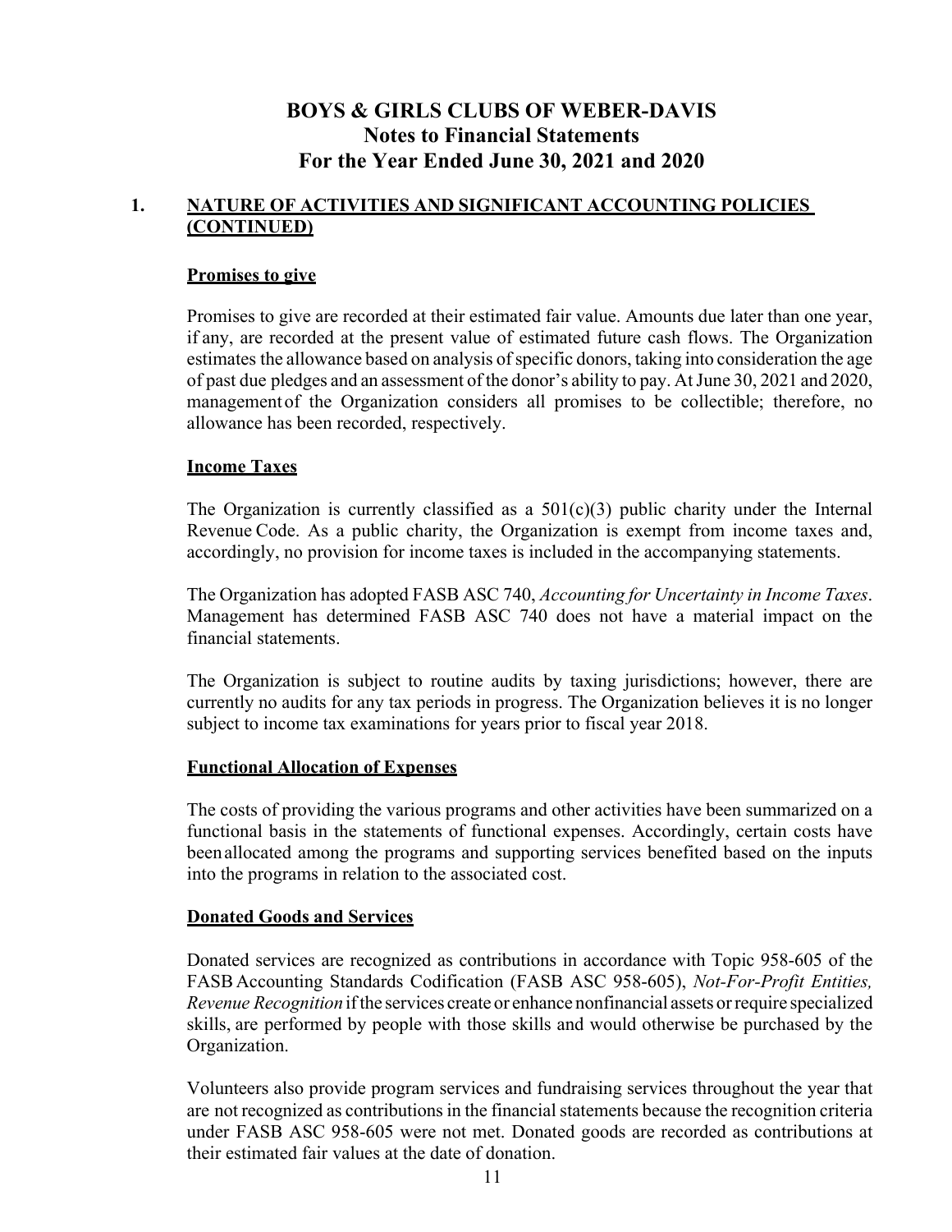# BOYS & GIRLS CLUBS OF WEBER-DAVIS
## Notes to Financial Statements
## For the Year Ended June 30, 2021 and 2020

### 1. NATURE OF ACTIVITIES AND SIGNIFICANT ACCOUNTING POLICIES (CONTINUED)

**Promises to give**

Promises to give are recorded at their estimated fair value. Amounts due later than one year, if any, are recorded at the present value of estimated future cash flows. The Organization estimates the allowance based on analysis of specific donors, taking into consideration the age of past due pledges and an assessment of the donor's ability to pay. At June 30, 2021 and 2020, management of the Organization considers all promises to be collectible; therefore, no allowance has been recorded, respectively.

**Income Taxes**

The Organization is currently classified as a 501(c)(3) public charity under the Internal Revenue Code. As a public charity, the Organization is exempt from income taxes and, accordingly, no provision for income taxes is included in the accompanying statements.

The Organization has adopted FASB ASC 740, *Accounting for Uncertainty in Income Taxes*. Management has determined FASB ASC 740 does not have a material impact on the financial statements.

The Organization is subject to routine audits by taxing jurisdictions; however, there are currently no audits for any tax periods in progress. The Organization believes it is no longer subject to income tax examinations for years prior to fiscal year 2018.

**Functional Allocation of Expenses**

The costs of providing the various programs and other activities have been summarized on a functional basis in the statements of functional expenses. Accordingly, certain costs have been allocated among the programs and supporting services benefited based on the inputs into the programs in relation to the associated cost.

**Donated Goods and Services**

Donated services are recognized as contributions in accordance with Topic 958-605 of the FASB Accounting Standards Codification (FASB ASC 958-605), *Not-For-Profit Entities, Revenue Recognition* if the services create or enhance nonfinancial assets or require specialized skills, are performed by people with those skills and would otherwise be purchased by the Organization.

Volunteers also provide program services and fundraising services throughout the year that are not recognized as contributions in the financial statements because the recognition criteria under FASB ASC 958-605 were not met. Donated goods are recorded as contributions at their estimated fair values at the date of donation.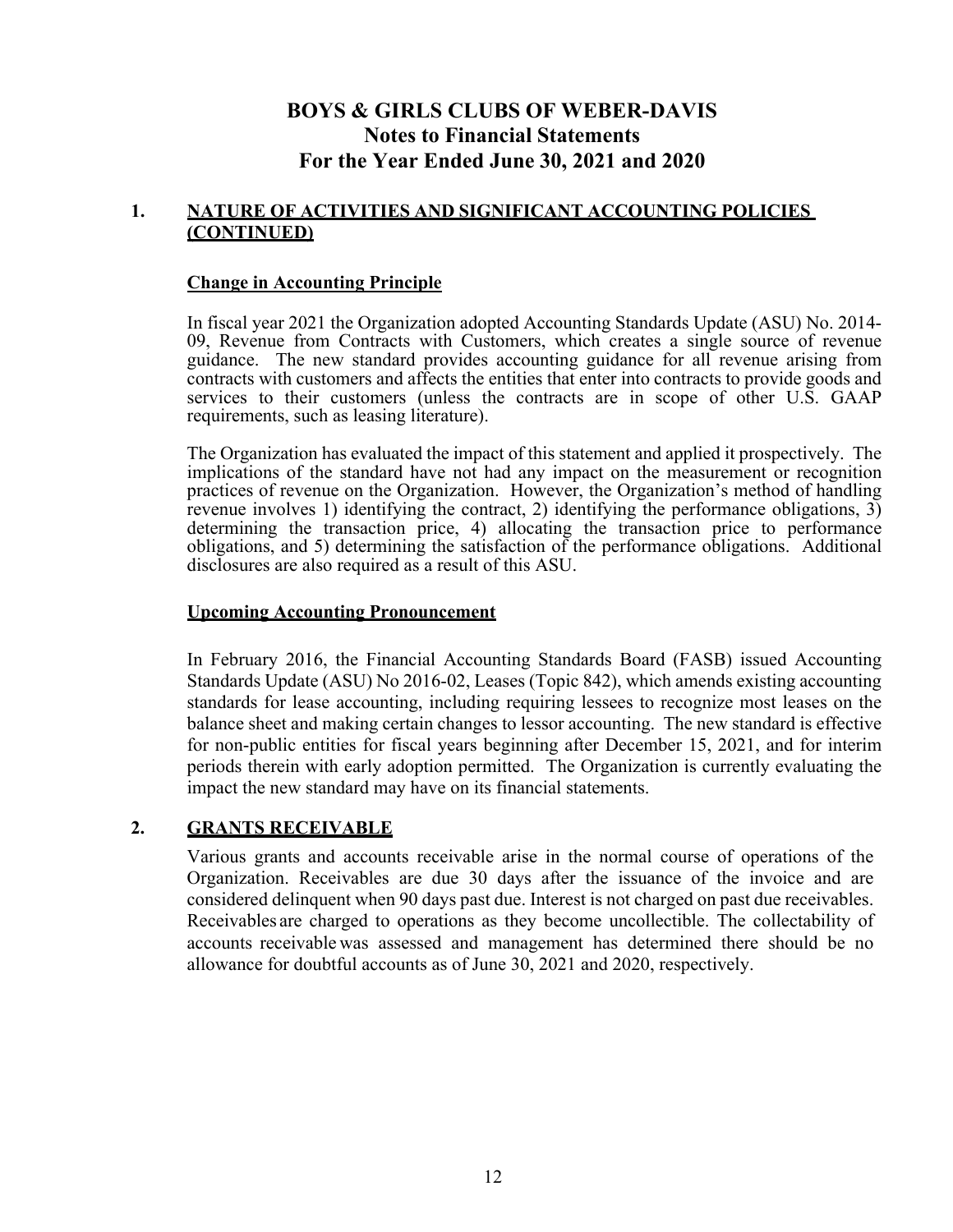# BOYS & GIRLS CLUBS OF WEBER-DAVIS
## Notes to Financial Statements
## For the Year Ended June 30, 2021 and 2020

### 1. NATURE OF ACTIVITIES AND SIGNIFICANT ACCOUNTING POLICIES (CONTINUED)

**Change in Accounting Principle**

In fiscal year 2021 the Organization adopted Accounting Standards Update (ASU) No. 2014-09, Revenue from Contracts with Customers, which creates a single source of revenue guidance. The new standard provides accounting guidance for all revenue arising from contracts with customers and affects the entities that enter into contracts to provide goods and services to their customers (unless the contracts are in scope of other U.S. GAAP requirements, such as leasing literature).

The Organization has evaluated the impact of this statement and applied it prospectively. The implications of the standard have not had any impact on the measurement or recognition practices of revenue on the Organization. However, the Organization's method of handling revenue involves 1) identifying the contract, 2) identifying the performance obligations, 3) determining the transaction price, 4) allocating the transaction price to performance obligations, and 5) determining the satisfaction of the performance obligations. Additional disclosures are also required as a result of this ASU.

**Upcoming Accounting Pronouncement**

In February 2016, the Financial Accounting Standards Board (FASB) issued Accounting Standards Update (ASU) No 2016-02, Leases (Topic 842), which amends existing accounting standards for lease accounting, including requiring lessees to recognize most leases on the balance sheet and making certain changes to lessor accounting. The new standard is effective for non-public entities for fiscal years beginning after December 15, 2021, and for interim periods therein with early adoption permitted. The Organization is currently evaluating the impact the new standard may have on its financial statements.

### 2. GRANTS RECEIVABLE

Various grants and accounts receivable arise in the normal course of operations of the Organization. Receivables are due 30 days after the issuance of the invoice and are considered delinquent when 90 days past due. Interest is not charged on past due receivables. Receivables are charged to operations as they become uncollectible. The collectability of accounts receivable was assessed and management has determined there should be no allowance for doubtful accounts as of June 30, 2021 and 2020, respectively.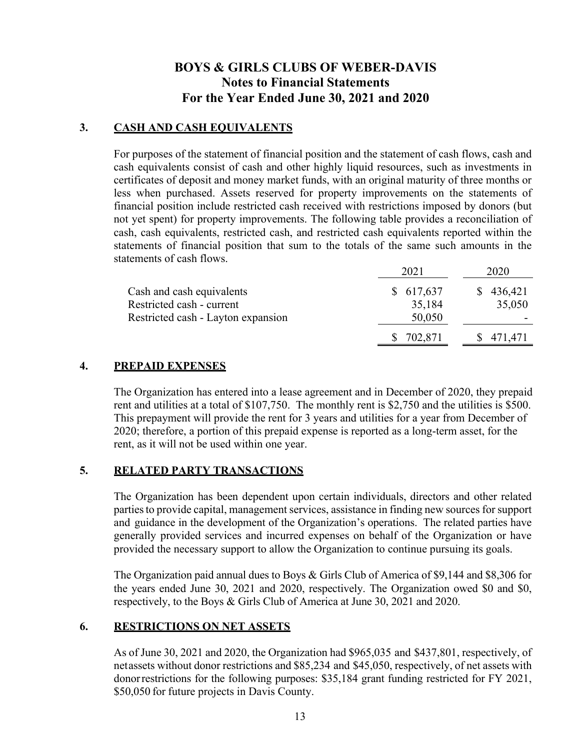# BOYS & GIRLS CLUBS OF WEBER-DAVIS
## Notes to Financial Statements
## For the Year Ended June 30, 2021 and 2020

### 3. CASH AND CASH EQUIVALENTS

For purposes of the statement of financial position and the statement of cash flows, cash and cash equivalents consist of cash and other highly liquid resources, such as investments in certificates of deposit and money market funds, with an original maturity of three months or less when purchased. Assets reserved for property improvements on the statements of financial position include restricted cash received with restrictions imposed by donors (but not yet spent) for property improvements. The following table provides a reconciliation of cash, cash equivalents, restricted cash, and restricted cash equivalents reported within the statements of financial position that sum to the totals of the same such amounts in the statements of cash flows.

| | 2021 | 2020 |
|---|---|---|
| Cash and cash equivalents | $ 617,637 | $ 436,421 |
| Restricted cash - current | 35,184 | 35,050 |
| Restricted cash - Layton expansion | 50,050 | - |
| | $ 702,871 | $ 471,471 |

### 4. PREPAID EXPENSES

The Organization has entered into a lease agreement and in December of 2020, they prepaid rent and utilities at a total of $107,750. The monthly rent is $2,750 and the utilities is $500. This prepayment will provide the rent for 3 years and utilities for a year from December of 2020; therefore, a portion of this prepaid expense is reported as a long-term asset, for the rent, as it will not be used within one year.

### 5. RELATED PARTY TRANSACTIONS

The Organization has been dependent upon certain individuals, directors and other related parties to provide capital, management services, assistance in finding new sources for support and guidance in the development of the Organization's operations. The related parties have generally provided services and incurred expenses on behalf of the Organization or have provided the necessary support to allow the Organization to continue pursuing its goals.

The Organization paid annual dues to Boys & Girls Club of America of $9,144 and $8,306 for the years ended June 30, 2021 and 2020, respectively. The Organization owed $0 and $0, respectively, to the Boys & Girls Club of America at June 30, 2021 and 2020.

### 6. RESTRICTIONS ON NET ASSETS

As of June 30, 2021 and 2020, the Organization had $965,035 and $437,801, respectively, of net assets without donor restrictions and $85,234 and $45,050, respectively, of net assets with donor restrictions for the following purposes: $35,184 grant funding restricted for FY 2021, $50,050 for future projects in Davis County.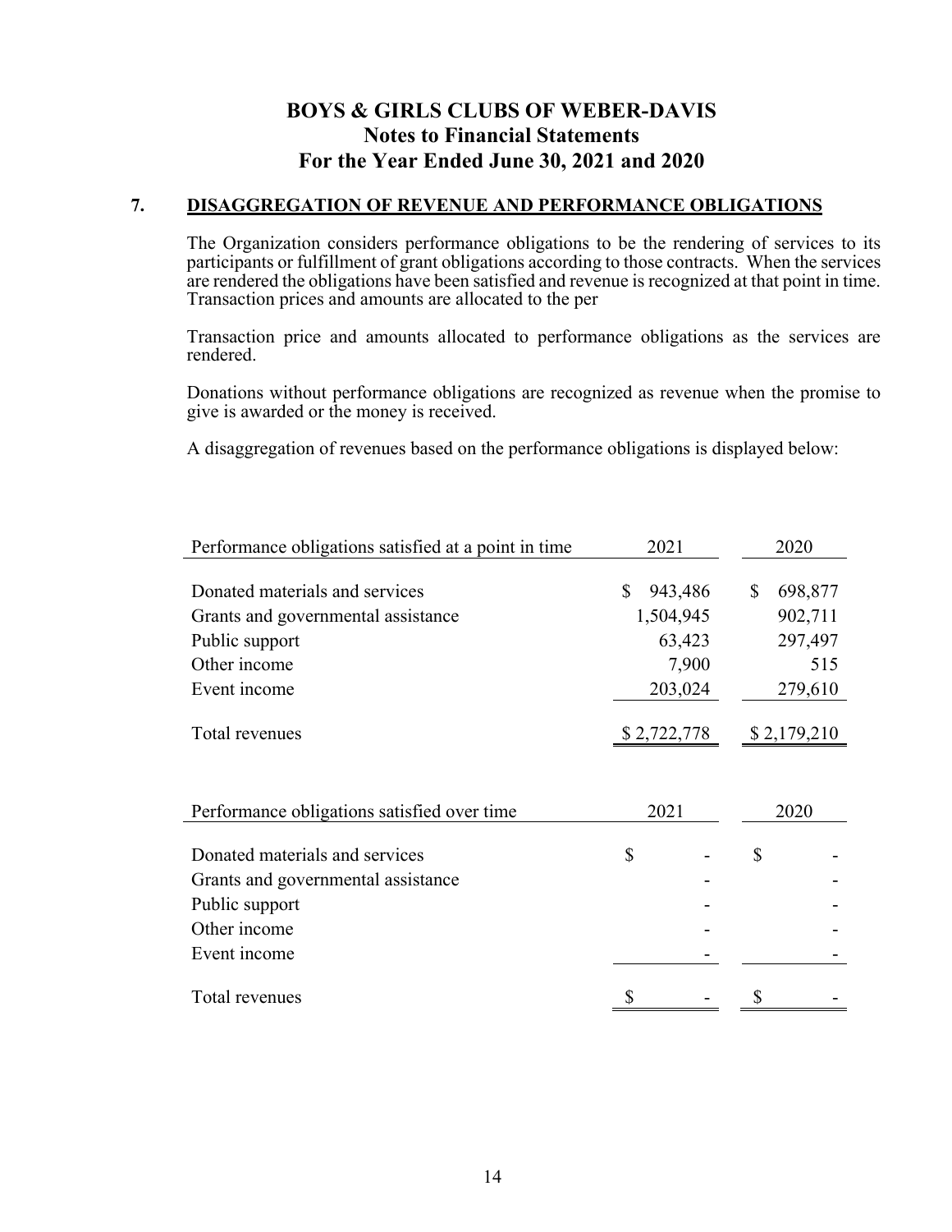**BOYS & GIRLS CLUBS OF WEBER-DAVIS**
**Notes to Financial Statements**
**For the Year Ended June 30, 2021 and 2020**

**7. DISAGGREGATION OF REVENUE AND PERFORMANCE OBLIGATIONS**

The Organization considers performance obligations to be the rendering of services to its participants or fulfillment of grant obligations according to those contracts. When the services are rendered the obligations have been satisfied and revenue is recognized at that point in time. Transaction prices and amounts are allocated to the per

Transaction price and amounts allocated to performance obligations as the services are rendered.

Donations without performance obligations are recognized as revenue when the promise to give is awarded or the money is received.

A disaggregation of revenues based on the performance obligations is displayed below:

| Performance obligations satisfied at a point in time | 2021 | 2020 |
|---|---|---|
| Donated materials and services | $ 943,486 | $ 698,877 |
| Grants and governmental assistance | 1,504,945 | 902,711 |
| Public support | 63,423 | 297,497 |
| Other income | 7,900 | 515 |
| Event income | 203,024 | 279,610 |
| Total revenues | $ 2,722,778 | $ 2,179,210 |

| Performance obligations satisfied over time | 2021 | 2020 |
|---|---|---|
| Donated materials and services | $ - | $ - |
| Grants and governmental assistance | - | - |
| Public support | - | - |
| Other income | - | - |
| Event income | - | - |
| Total revenues | $ - | $ - |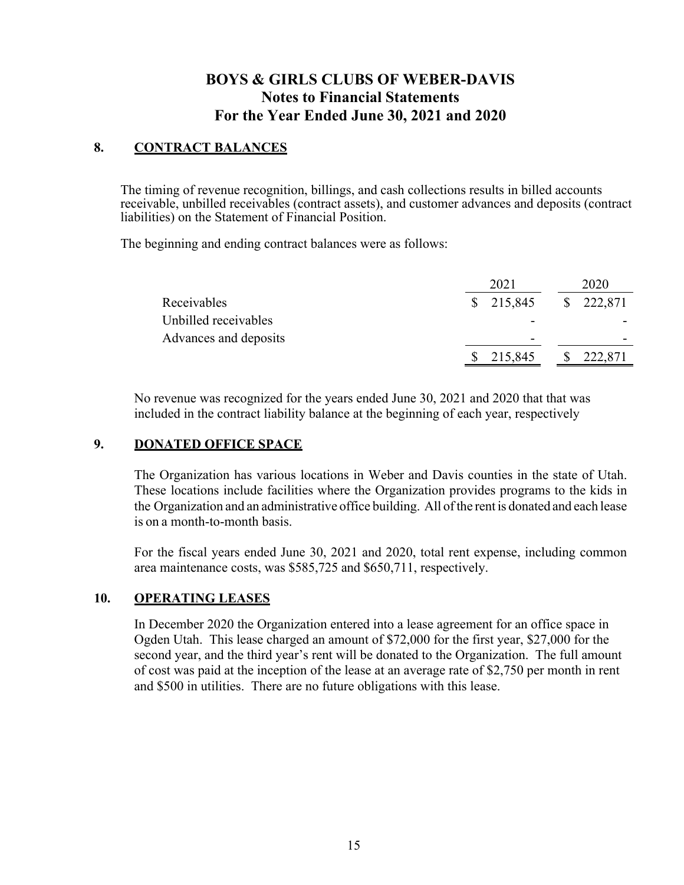## 8. CONTRACT BALANCES

The timing of revenue recognition, billings, and cash collections results in billed accounts receivable, unbilled receivables (contract assets), and customer advances and deposits (contract liabilities) on the Statement of Financial Position.

The beginning and ending contract balances were as follows:

| | 2021 | 2020 |
|---|---|---|
| Receivables | $ 215,845 | $ 222,871 |
| Unbilled receivables | - | - |
| Advances and deposits | - | - |
| | $ 215,845 | $ 222,871 |

No revenue was recognized for the years ended June 30, 2021 and 2020 that that was included in the contract liability balance at the beginning of each year, respectively

## 9. DONATED OFFICE SPACE

The Organization has various locations in Weber and Davis counties in the state of Utah. These locations include facilities where the Organization provides programs to the kids in the Organization and an administrative office building. All of the rent is donated and each lease is on a month-to-month basis.

For the fiscal years ended June 30, 2021 and 2020, total rent expense, including common area maintenance costs, was $585,725 and $650,711, respectively.

## 10. OPERATING LEASES

In December 2020 the Organization entered into a lease agreement for an office space in Ogden Utah. This lease charged an amount of $72,000 for the first year, $27,000 for the second year, and the third year's rent will be donated to the Organization. The full amount of cost was paid at the inception of the lease at an average rate of $2,750 per month in rent and $500 in utilities. There are no future obligations with this lease.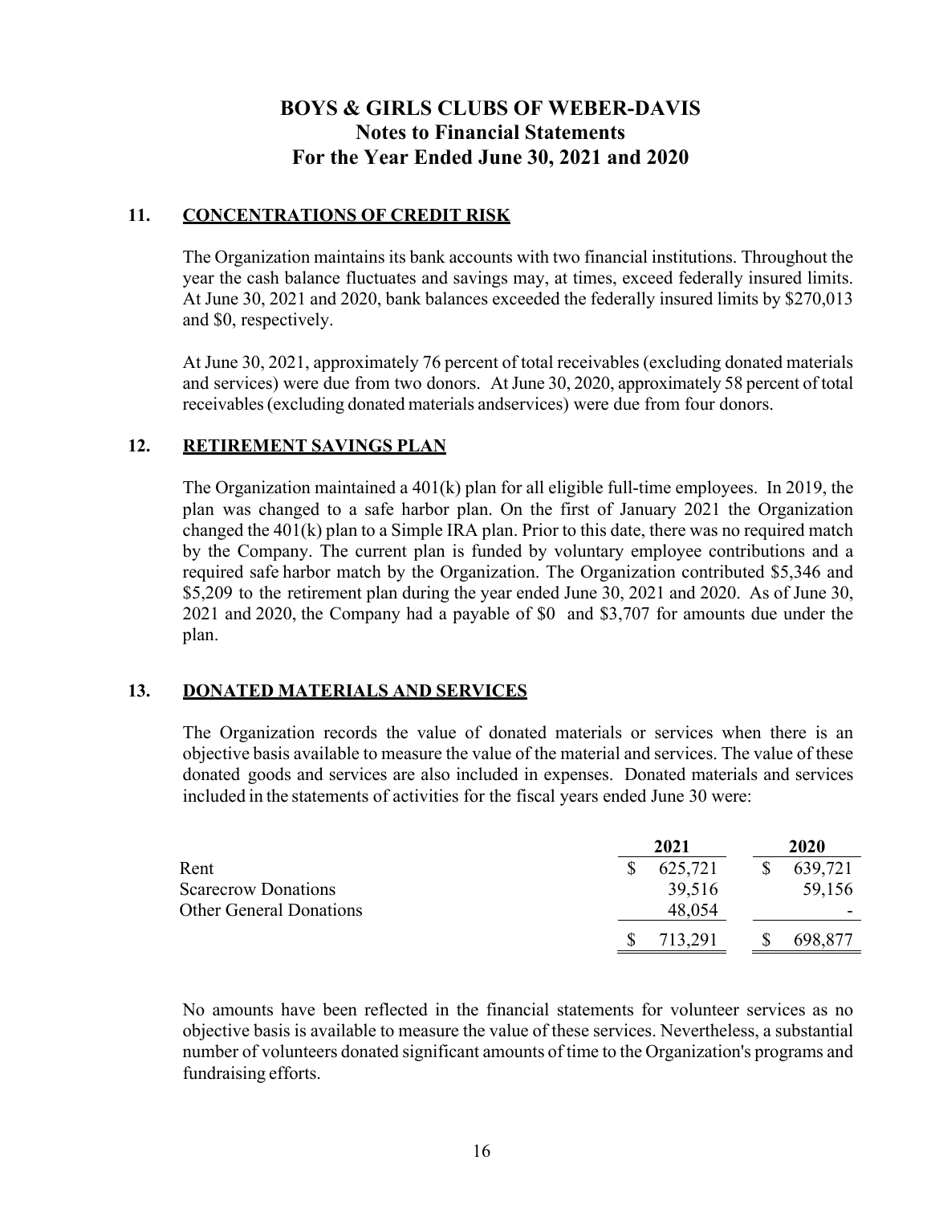# BOYS & GIRLS CLUBS OF WEBER-DAVIS
## Notes to Financial Statements
## For the Year Ended June 30, 2021 and 2020

### 11. CONCENTRATIONS OF CREDIT RISK

The Organization maintains its bank accounts with two financial institutions. Throughout the year the cash balance fluctuates and savings may, at times, exceed federally insured limits. At June 30, 2021 and 2020, bank balances exceeded the federally insured limits by $270,013 and $0, respectively.

At June 30, 2021, approximately 76 percent of total receivables (excluding donated materials and services) were due from two donors. At June 30, 2020, approximately 58 percent of total receivables (excluding donated materials andservices) were due from four donors.

### 12. RETIREMENT SAVINGS PLAN

The Organization maintained a 401(k) plan for all eligible full-time employees. In 2019, the plan was changed to a safe harbor plan. On the first of January 2021 the Organization changed the 401(k) plan to a Simple IRA plan. Prior to this date, there was no required match by the Company. The current plan is funded by voluntary employee contributions and a required safe harbor match by the Organization. The Organization contributed $5,346 and $5,209 to the retirement plan during the year ended June 30, 2021 and 2020. As of June 30, 2021 and 2020, the Company had a payable of $0 and $3,707 for amounts due under the plan.

### 13. DONATED MATERIALS AND SERVICES

The Organization records the value of donated materials or services when there is an objective basis available to measure the value of the material and services. The value of these donated goods and services are also included in expenses. Donated materials and services included in the statements of activities for the fiscal years ended June 30 were:

| | 2021 | 2020 |
|---|---|---|
| Rent | $ 625,721 | $ 639,721 |
| Scarecrow Donations | 39,516 | 59,156 |
| Other General Donations | 48,054 | - |
| | $ 713,291 | $ 698,877 |

No amounts have been reflected in the financial statements for volunteer services as no objective basis is available to measure the value of these services. Nevertheless, a substantial number of volunteers donated significant amounts of time to the Organization's programs and fundraising efforts.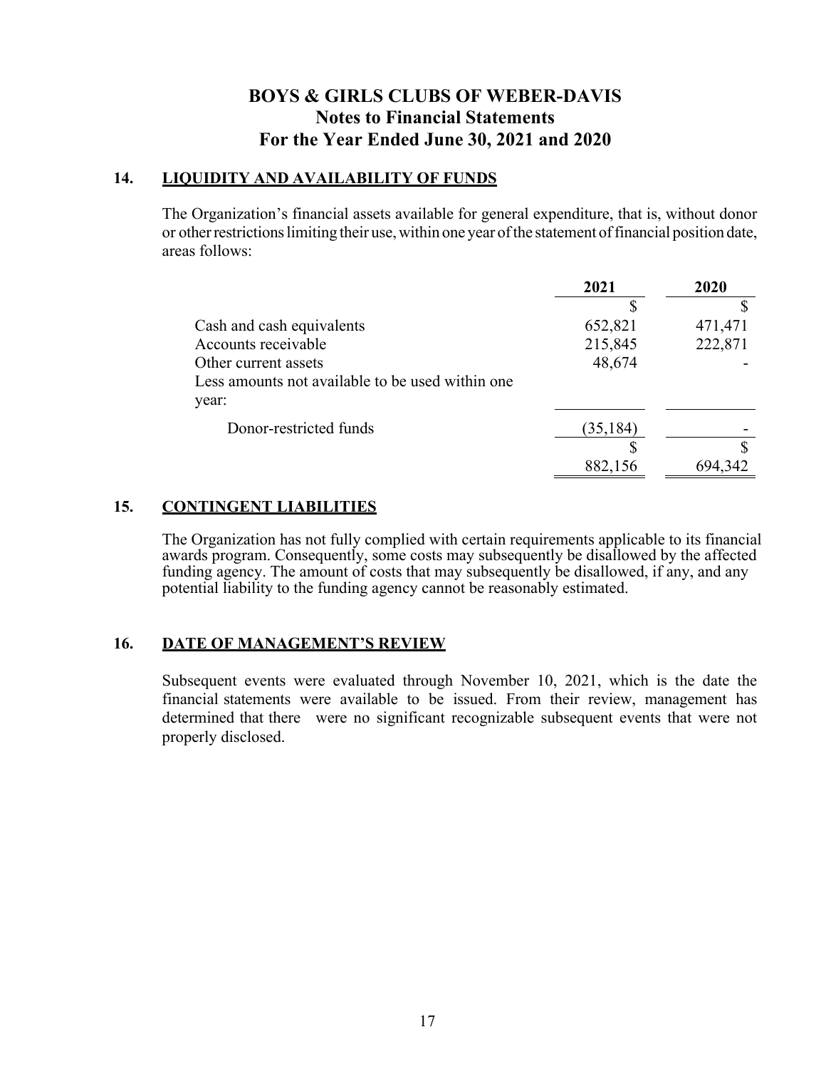# BOYS & GIRLS CLUBS OF WEBER-DAVIS
## Notes to Financial Statements
## For the Year Ended June 30, 2021 and 2020

### 14. LIQUIDITY AND AVAILABILITY OF FUNDS

The Organization's financial assets available for general expenditure, that is, without donor or other restrictions limiting their use, within one year of the statement of financial position date, areas follows:

| | 2021 | 2020 |
|---|---|---|
| | $ | $ |
| Cash and cash equivalents | 652,821 | 471,471 |
| Accounts receivable | 215,845 | 222,871 |
| Other current assets | 48,674 | - |
| Less amounts not available to be used within one year: | | |
| Donor-restricted funds | (35,184) | - |
| | $ 882,156 | $ 694,342 |

### 15. CONTINGENT LIABILITIES

The Organization has not fully complied with certain requirements applicable to its financial awards program. Consequently, some costs may subsequently be disallowed by the affected funding agency. The amount of costs that may subsequently be disallowed, if any, and any potential liability to the funding agency cannot be reasonably estimated.

### 16. DATE OF MANAGEMENT'S REVIEW

Subsequent events were evaluated through November 10, 2021, which is the date the financial statements were available to be issued. From their review, management has determined that there were no significant recognizable subsequent events that were not properly disclosed.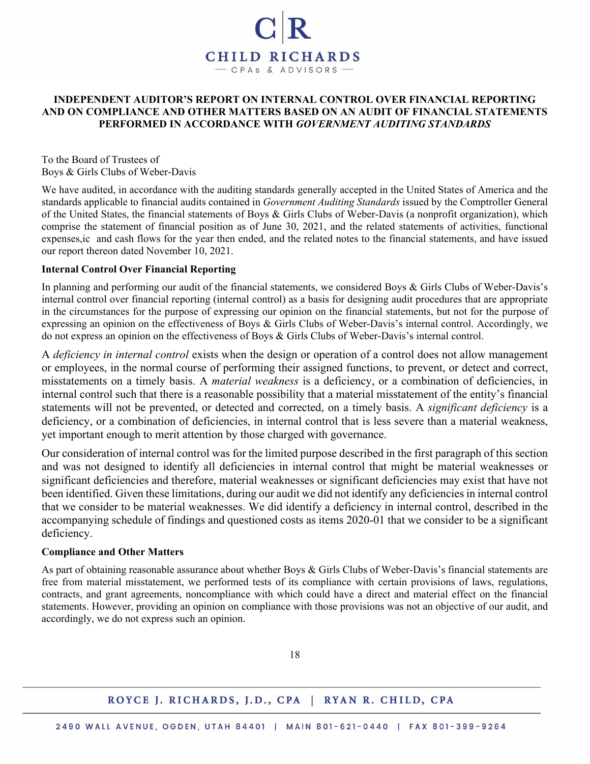# INDEPENDENT AUDITOR'S REPORT ON INTERNAL CONTROL OVER FINANCIAL REPORTING AND ON COMPLIANCE AND OTHER MATTERS BASED ON AN AUDIT OF FINANCIAL STATEMENTS PERFORMED IN ACCORDANCE WITH *GOVERNMENT AUDITING STANDARDS*

To the Board of Trustees of
Boys & Girls Clubs of Weber-Davis

We have audited, in accordance with the auditing standards generally accepted in the United States of America and the standards applicable to financial audits contained in *Government Auditing Standards* issued by the Comptroller General of the United States, the financial statements of Boys & Girls Clubs of Weber-Davis (a nonprofit organization), which comprise the statement of financial position as of June 30, 2021, and the related statements of activities, functional expenses,ic  and cash flows for the year then ended, and the related notes to the financial statements, and have issued our report thereon dated November 10, 2021.

**Internal Control Over Financial Reporting**

In planning and performing our audit of the financial statements, we considered Boys & Girls Clubs of Weber-Davis's internal control over financial reporting (internal control) as a basis for designing audit procedures that are appropriate in the circumstances for the purpose of expressing our opinion on the financial statements, but not for the purpose of expressing an opinion on the effectiveness of Boys & Girls Clubs of Weber-Davis's internal control. Accordingly, we do not express an opinion on the effectiveness of Boys & Girls Clubs of Weber-Davis's internal control.

A *deficiency in internal control* exists when the design or operation of a control does not allow management or employees, in the normal course of performing their assigned functions, to prevent, or detect and correct, misstatements on a timely basis. A *material weakness* is a deficiency, or a combination of deficiencies, in internal control such that there is a reasonable possibility that a material misstatement of the entity's financial statements will not be prevented, or detected and corrected, on a timely basis. A *significant deficiency* is a deficiency, or a combination of deficiencies, in internal control that is less severe than a material weakness, yet important enough to merit attention by those charged with governance.

Our consideration of internal control was for the limited purpose described in the first paragraph of this section and was not designed to identify all deficiencies in internal control that might be material weaknesses or significant deficiencies and therefore, material weaknesses or significant deficiencies may exist that have not been identified. Given these limitations, during our audit we did not identify any deficiencies in internal control that we consider to be material weaknesses. We did identify a deficiency in internal control, described in the accompanying schedule of findings and questioned costs as items 2020-01 that we consider to be a significant deficiency.

**Compliance and Other Matters**

As part of obtaining reasonable assurance about whether Boys & Girls Clubs of Weber-Davis's financial statements are free from material misstatement, we performed tests of its compliance with certain provisions of laws, regulations, contracts, and grant agreements, noncompliance with which could have a direct and material effect on the financial statements. However, providing an opinion on compliance with those provisions was not an objective of our audit, and accordingly, we do not express such an opinion.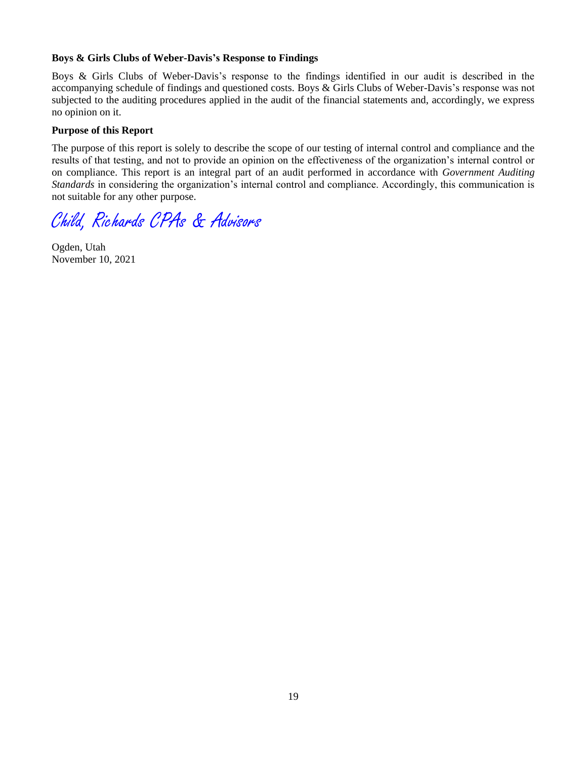**Boys & Girls Clubs of Weber-Davis's Response to Findings**

Boys & Girls Clubs of Weber-Davis's response to the findings identified in our audit is described in the accompanying schedule of findings and questioned costs. Boys & Girls Clubs of Weber-Davis's response was not subjected to the auditing procedures applied in the audit of the financial statements and, accordingly, we express no opinion on it.

**Purpose of this Report**

The purpose of this report is solely to describe the scope of our testing of internal control and compliance and the results of that testing, and not to provide an opinion on the effectiveness of the organization's internal control or on compliance. This report is an integral part of an audit performed in accordance with *Government Auditing Standards* in considering the organization's internal control and compliance. Accordingly, this communication is not suitable for any other purpose.

*Child, Richards CPAs & Advisors*

Ogden, Utah
November 10, 2021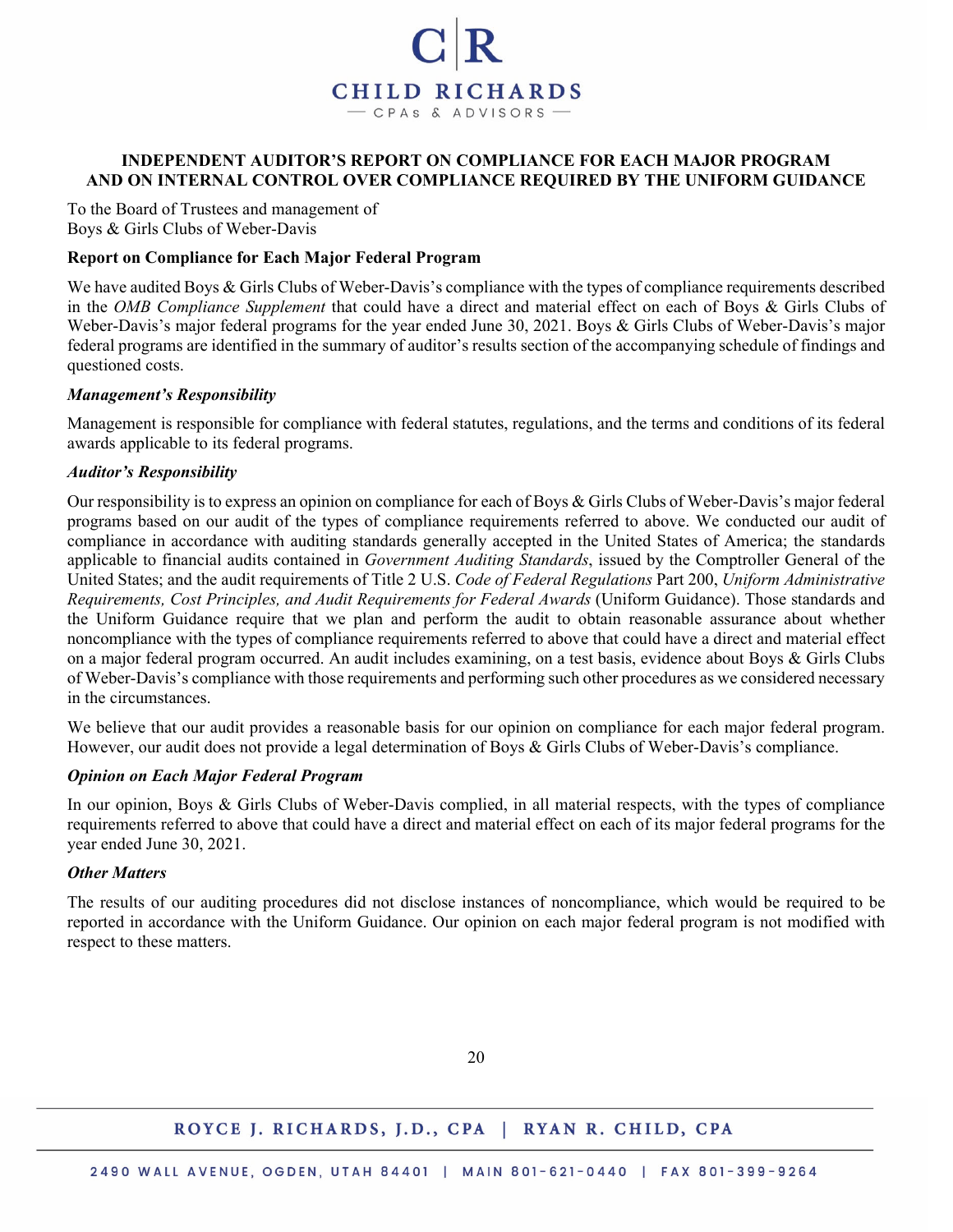# INDEPENDENT AUDITOR'S REPORT ON COMPLIANCE FOR EACH MAJOR PROGRAM AND ON INTERNAL CONTROL OVER COMPLIANCE REQUIRED BY THE UNIFORM GUIDANCE

To the Board of Trustees and management of
Boys & Girls Clubs of Weber-Davis

**Report on Compliance for Each Major Federal Program**

We have audited Boys & Girls Clubs of Weber-Davis's compliance with the types of compliance requirements described in the *OMB Compliance Supplement* that could have a direct and material effect on each of Boys & Girls Clubs of Weber-Davis's major federal programs for the year ended June 30, 2021. Boys & Girls Clubs of Weber-Davis's major federal programs are identified in the summary of auditor's results section of the accompanying schedule of findings and questioned costs.

***Management's Responsibility***

Management is responsible for compliance with federal statutes, regulations, and the terms and conditions of its federal awards applicable to its federal programs.

***Auditor's Responsibility***

Our responsibility is to express an opinion on compliance for each of Boys & Girls Clubs of Weber-Davis's major federal programs based on our audit of the types of compliance requirements referred to above. We conducted our audit of compliance in accordance with auditing standards generally accepted in the United States of America; the standards applicable to financial audits contained in *Government Auditing Standards*, issued by the Comptroller General of the United States; and the audit requirements of Title 2 U.S. *Code of Federal Regulations* Part 200, *Uniform Administrative Requirements, Cost Principles, and Audit Requirements for Federal Awards* (Uniform Guidance). Those standards and the Uniform Guidance require that we plan and perform the audit to obtain reasonable assurance about whether noncompliance with the types of compliance requirements referred to above that could have a direct and material effect on a major federal program occurred. An audit includes examining, on a test basis, evidence about Boys & Girls Clubs of Weber-Davis's compliance with those requirements and performing such other procedures as we considered necessary in the circumstances.

We believe that our audit provides a reasonable basis for our opinion on compliance for each major federal program. However, our audit does not provide a legal determination of Boys & Girls Clubs of Weber-Davis's compliance.

***Opinion on Each Major Federal Program***

In our opinion, Boys & Girls Clubs of Weber-Davis complied, in all material respects, with the types of compliance requirements referred to above that could have a direct and material effect on each of its major federal programs for the year ended June 30, 2021.

***Other Matters***

The results of our auditing procedures did not disclose instances of noncompliance, which would be required to be reported in accordance with the Uniform Guidance. Our opinion on each major federal program is not modified with respect to these matters.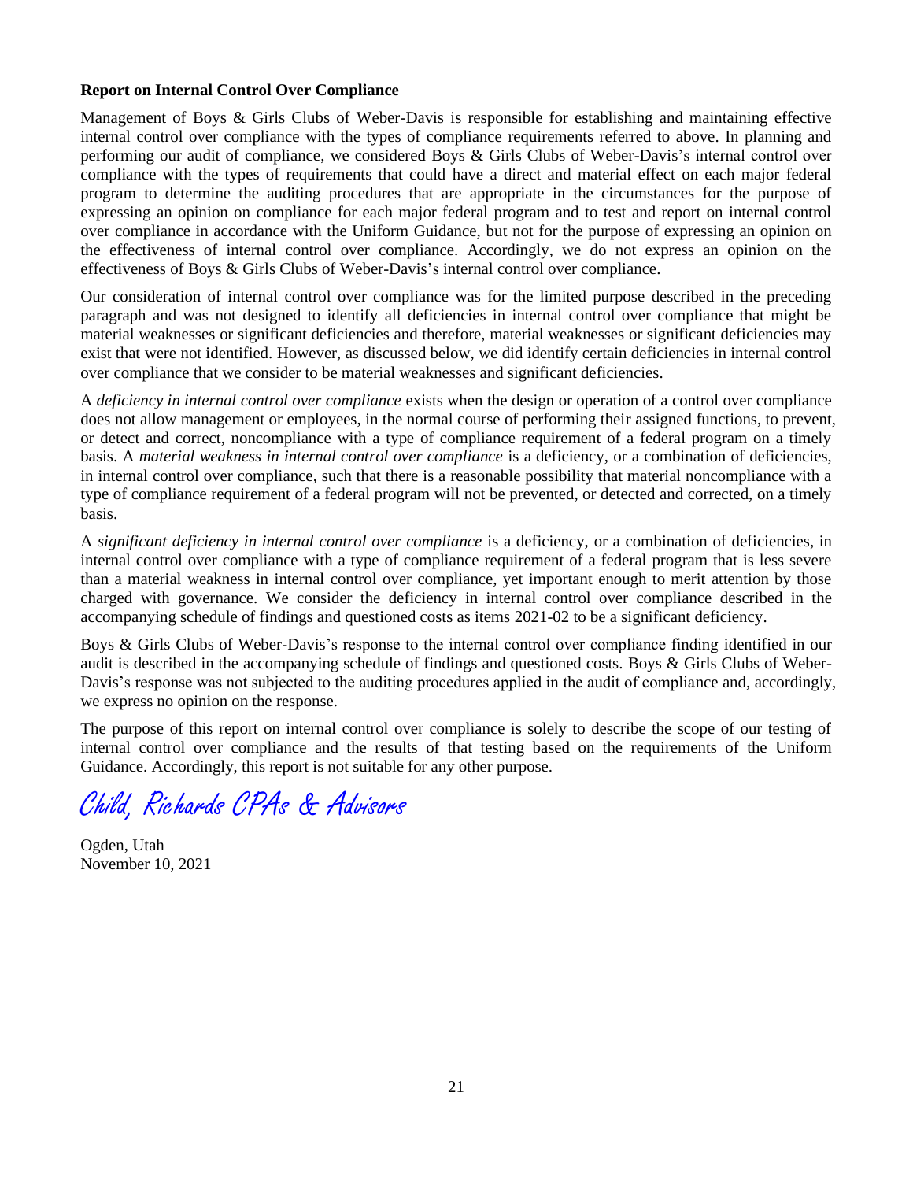**Report on Internal Control Over Compliance**

Management of Boys & Girls Clubs of Weber-Davis is responsible for establishing and maintaining effective internal control over compliance with the types of compliance requirements referred to above. In planning and performing our audit of compliance, we considered Boys & Girls Clubs of Weber-Davis's internal control over compliance with the types of requirements that could have a direct and material effect on each major federal program to determine the auditing procedures that are appropriate in the circumstances for the purpose of expressing an opinion on compliance for each major federal program and to test and report on internal control over compliance in accordance with the Uniform Guidance, but not for the purpose of expressing an opinion on the effectiveness of internal control over compliance. Accordingly, we do not express an opinion on the effectiveness of Boys & Girls Clubs of Weber-Davis's internal control over compliance.

Our consideration of internal control over compliance was for the limited purpose described in the preceding paragraph and was not designed to identify all deficiencies in internal control over compliance that might be material weaknesses or significant deficiencies and therefore, material weaknesses or significant deficiencies may exist that were not identified. However, as discussed below, we did identify certain deficiencies in internal control over compliance that we consider to be material weaknesses and significant deficiencies.

A *deficiency in internal control over compliance* exists when the design or operation of a control over compliance does not allow management or employees, in the normal course of performing their assigned functions, to prevent, or detect and correct, noncompliance with a type of compliance requirement of a federal program on a timely basis. A *material weakness in internal control over compliance* is a deficiency, or a combination of deficiencies, in internal control over compliance, such that there is a reasonable possibility that material noncompliance with a type of compliance requirement of a federal program will not be prevented, or detected and corrected, on a timely basis.

A *significant deficiency in internal control over compliance* is a deficiency, or a combination of deficiencies, in internal control over compliance with a type of compliance requirement of a federal program that is less severe than a material weakness in internal control over compliance, yet important enough to merit attention by those charged with governance. We consider the deficiency in internal control over compliance described in the accompanying schedule of findings and questioned costs as items 2021-02 to be a significant deficiency.

Boys & Girls Clubs of Weber-Davis's response to the internal control over compliance finding identified in our audit is described in the accompanying schedule of findings and questioned costs. Boys & Girls Clubs of Weber-Davis's response was not subjected to the auditing procedures applied in the audit of compliance and, accordingly, we express no opinion on the response.

The purpose of this report on internal control over compliance is solely to describe the scope of our testing of internal control over compliance and the results of that testing based on the requirements of the Uniform Guidance. Accordingly, this report is not suitable for any other purpose.

*Child, Richards CPAs & Advisors*

Ogden, Utah
November 10, 2021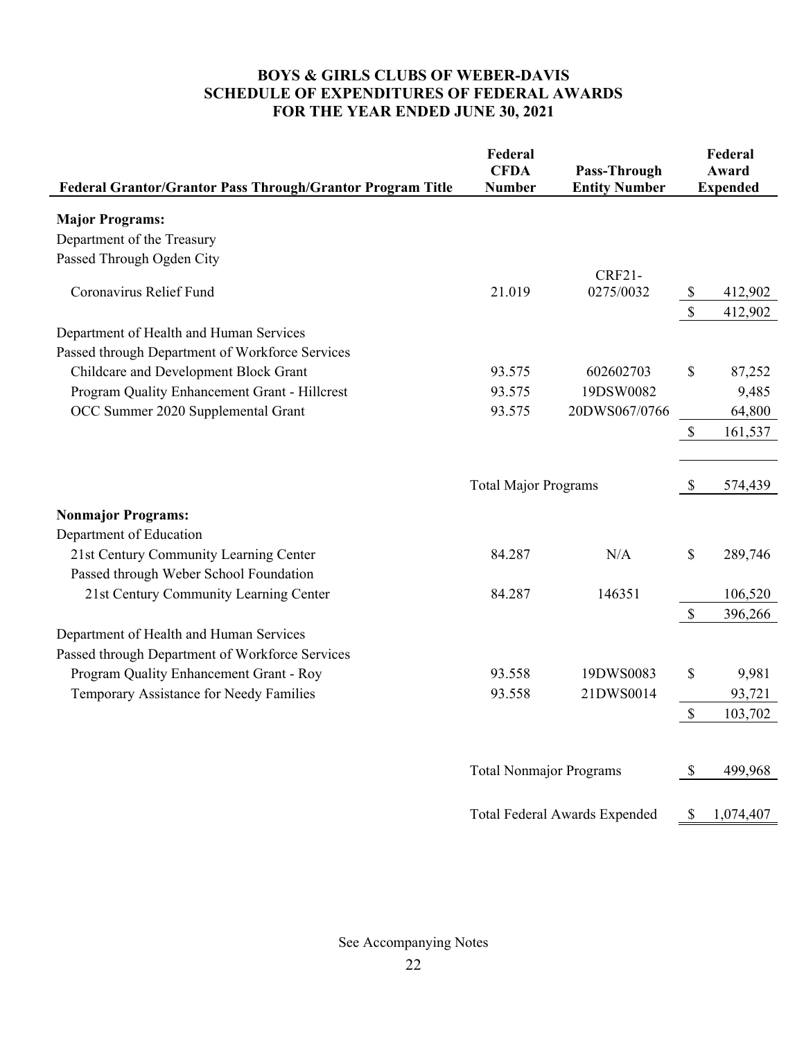# BOYS & GIRLS CLUBS OF WEBER-DAVIS
# SCHEDULE OF EXPENDITURES OF FEDERAL AWARDS
# FOR THE YEAR ENDED JUNE 30, 2021

| Federal Grantor/Grantor Pass Through/Grantor Program Title | Federal CFDA Number | Pass-Through Entity Number | Federal Award Expended |
|---|---|---|---|
| **Major Programs:** | | | |
| Department of the Treasury | | | |
| Passed Through Ogden City | | | |
| Coronavirus Relief Fund | 21.019 | CRF21-0275/0032 | $ 412,902 |
| | | | $ 412,902 |
| Department of Health and Human Services | | | |
| Passed through Department of Workforce Services | | | |
| Childcare and Development Block Grant | 93.575 | 602602703 | $ 87,252 |
| Program Quality Enhancement Grant - Hillcrest | 93.575 | 19DSW0082 | 9,485 |
| OCC Summer 2020 Supplemental Grant | 93.575 | 20DWS067/0766 | 64,800 |
| | | | $ 161,537 |
| | Total Major Programs | | $ 574,439 |
| **Nonmajor Programs:** | | | |
| Department of Education | | | |
| 21st Century Community Learning Center | 84.287 | N/A | $ 289,746 |
| Passed through Weber School Foundation | | | |
| 21st Century Community Learning Center | 84.287 | 146351 | 106,520 |
| | | | $ 396,266 |
| Department of Health and Human Services | | | |
| Passed through Department of Workforce Services | | | |
| Program Quality Enhancement Grant - Roy | 93.558 | 19DWS0083 | $ 9,981 |
| Temporary Assistance for Needy Families | 93.558 | 21DWS0014 | 93,721 |
| | | | $ 103,702 |
| | Total Nonmajor Programs | | $ 499,968 |
| | Total Federal Awards Expended | | $ 1,074,407 |

See Accompanying Notes